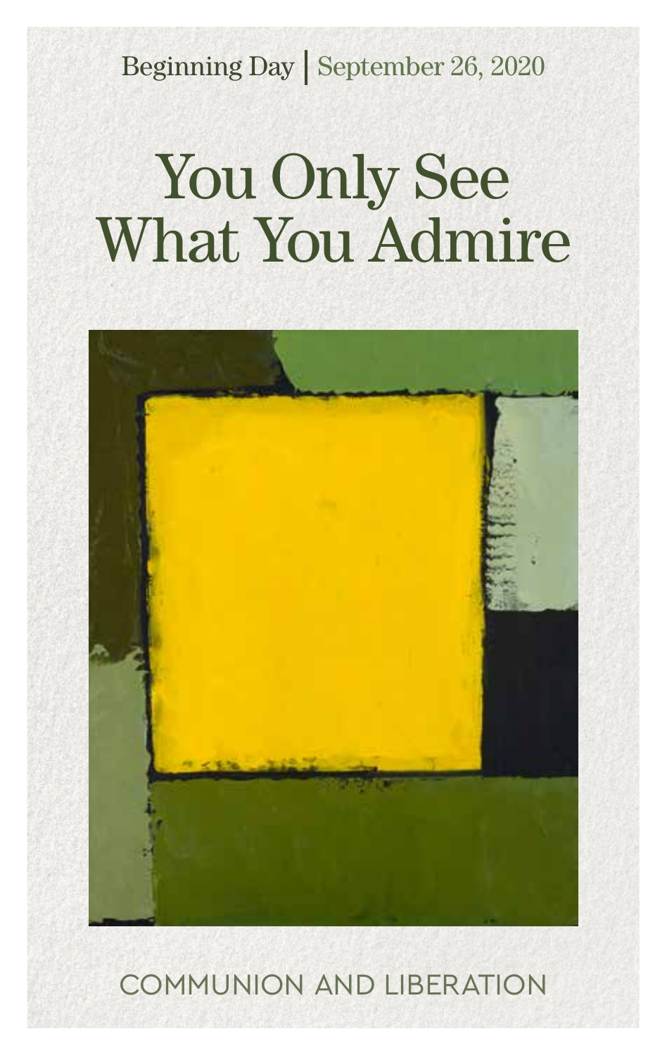Beginning Day | September 26, 2020

# You Only See What You Admire

COMMUNION AND LIBERATION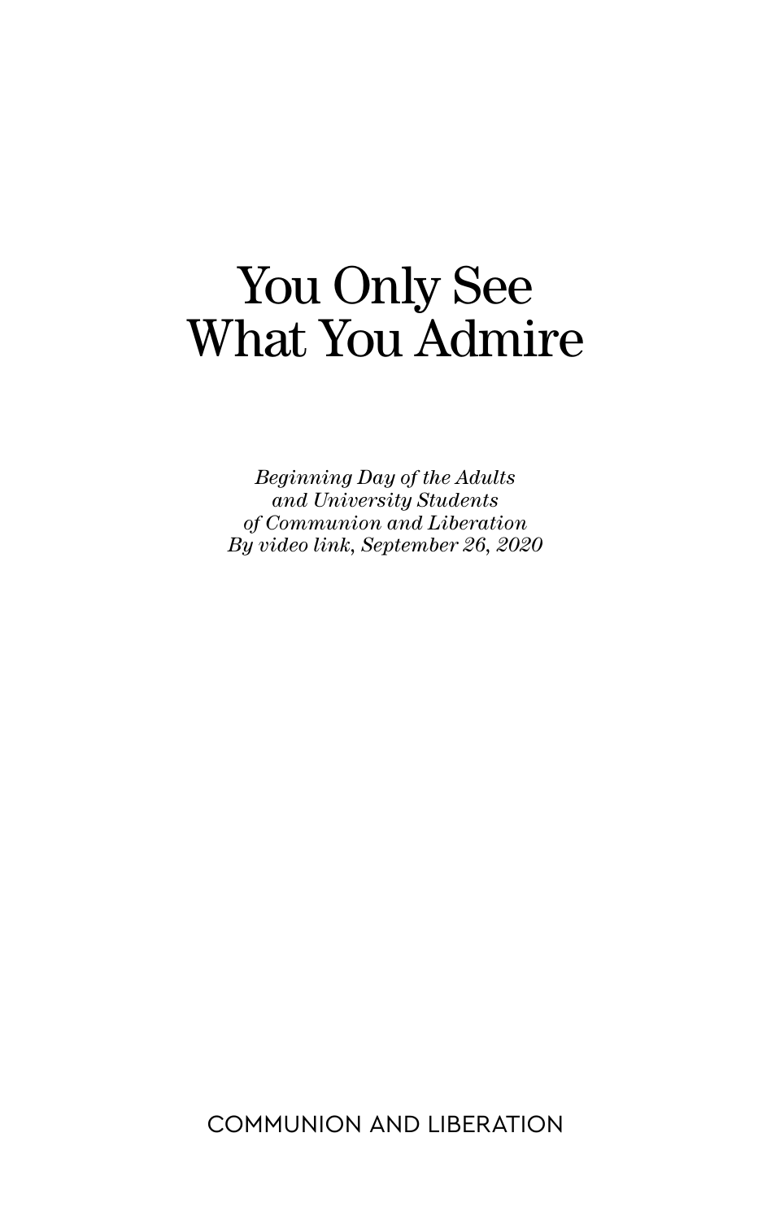# You Only See What You Admire

*Beginning Day of the Adults*
*and University Students*
*of Communion and Liberation*
*By video link, September 26, 2020*

COMMUNION AND LIBERATION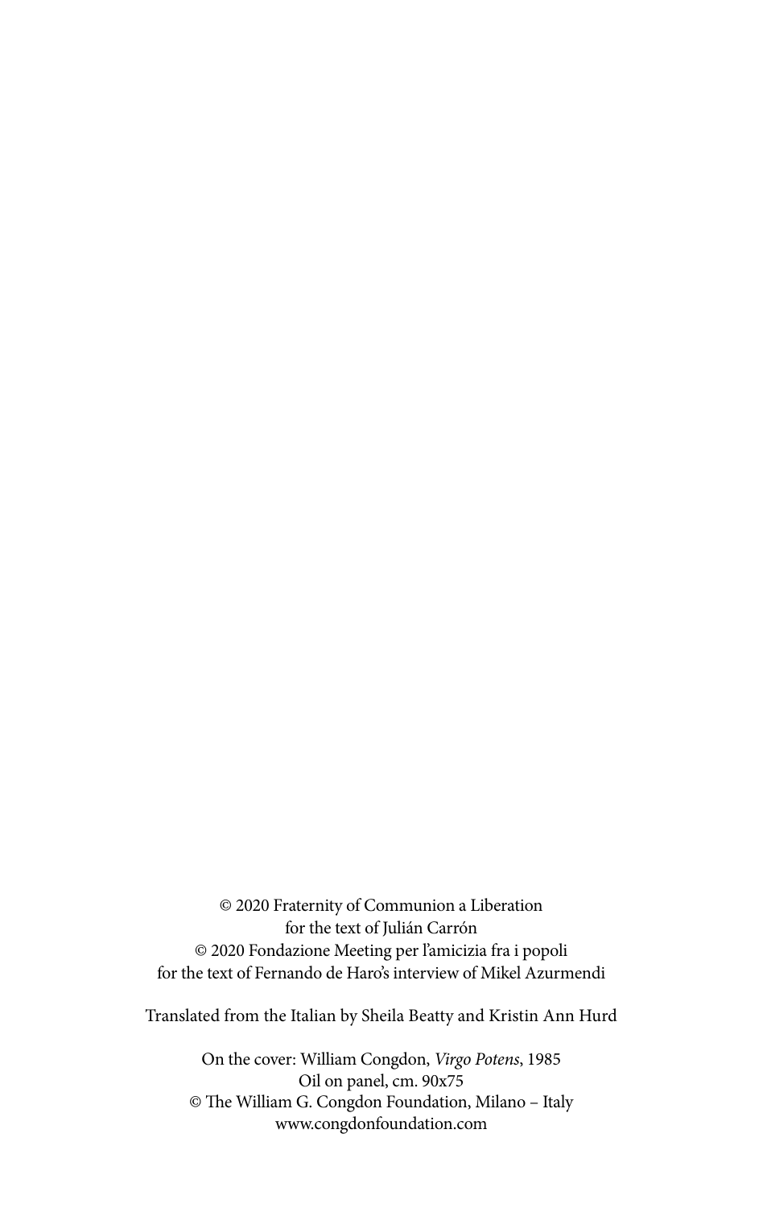© 2020 Fraternity of Communion a Liberation
for the text of Julián Carrón
© 2020 Fondazione Meeting per l'amicizia fra i popoli
for the text of Fernando de Haro's interview of Mikel Azurmendi

Translated from the Italian by Sheila Beatty and Kristin Ann Hurd

On the cover: William Congdon, *Virgo Potens*, 1985
Oil on panel, cm. 90x75
© The William G. Congdon Foundation, Milano – Italy
www.congdonfoundation.com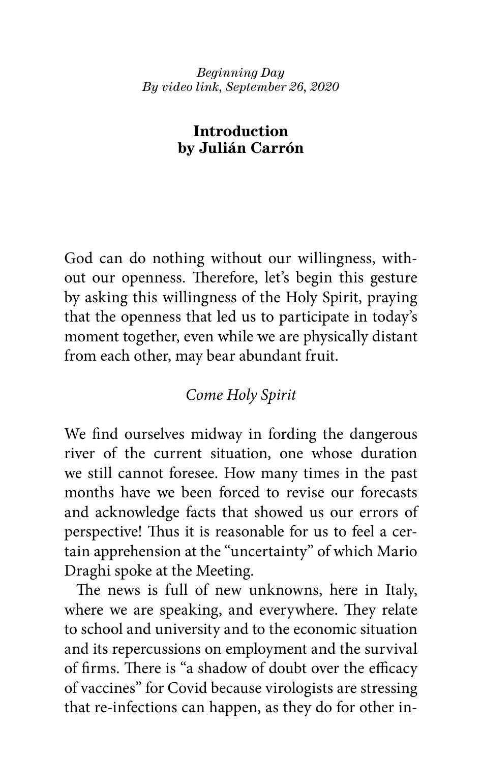*Beginning Day*
*By video link, September 26, 2020*

## Introduction by Julián Carrón

God can do nothing without our willingness, without our openness. Therefore, let's begin this gesture by asking this willingness of the Holy Spirit, praying that the openness that led us to participate in today's moment together, even while we are physically distant from each other, may bear abundant fruit.

*Come Holy Spirit*

We find ourselves midway in fording the dangerous river of the current situation, one whose duration we still cannot foresee. How many times in the past months have we been forced to revise our forecasts and acknowledge facts that showed us our errors of perspective! Thus it is reasonable for us to feel a certain apprehension at the "uncertainty" of which Mario Draghi spoke at the Meeting.

The news is full of new unknowns, here in Italy, where we are speaking, and everywhere. They relate to school and university and to the economic situation and its repercussions on employment and the survival of firms. There is "a shadow of doubt over the efficacy of vaccines" for Covid because virologists are stressing that re-infections can happen, as they do for other in-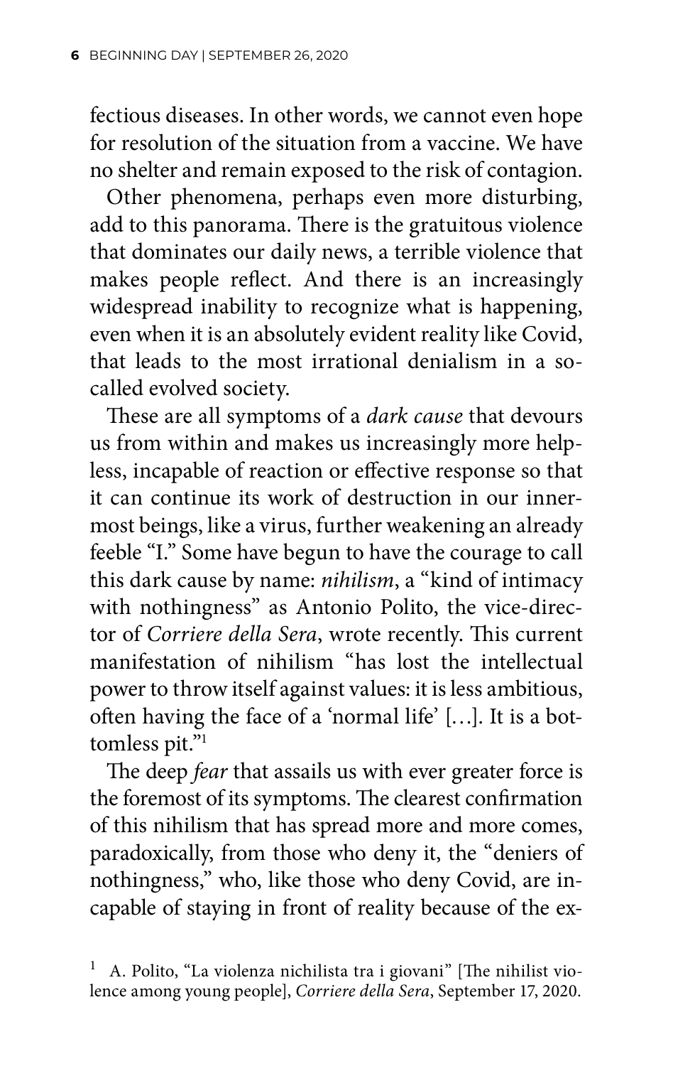fectious diseases. In other words, we cannot even hope for resolution of the situation from a vaccine. We have no shelter and remain exposed to the risk of contagion.

Other phenomena, perhaps even more disturbing, add to this panorama. There is the gratuitous violence that dominates our daily news, a terrible violence that makes people reflect. And there is an increasingly widespread inability to recognize what is happening, even when it is an absolutely evident reality like Covid, that leads to the most irrational denialism in a so-called evolved society.

These are all symptoms of a *dark cause* that devours us from within and makes us increasingly more helpless, incapable of reaction or effective response so that it can continue its work of destruction in our innermost beings, like a virus, further weakening an already feeble "I." Some have begun to have the courage to call this dark cause by name: *nihilism*, a "kind of intimacy with nothingness" as Antonio Polito, the vice-director of *Corriere della Sera*, wrote recently. This current manifestation of nihilism "has lost the intellectual power to throw itself against values: it is less ambitious, often having the face of a 'normal life' […]. It is a bottomless pit."[1]

The deep *fear* that assails us with ever greater force is the foremost of its symptoms. The clearest confirmation of this nihilism that has spread more and more comes, paradoxically, from those who deny it, the "deniers of nothingness," who, like those who deny Covid, are incapable of staying in front of reality because of the ex-

[1] A. Polito, "La violenza nichilista tra i giovani" [The nihilist violence among young people], *Corriere della Sera*, September 17, 2020.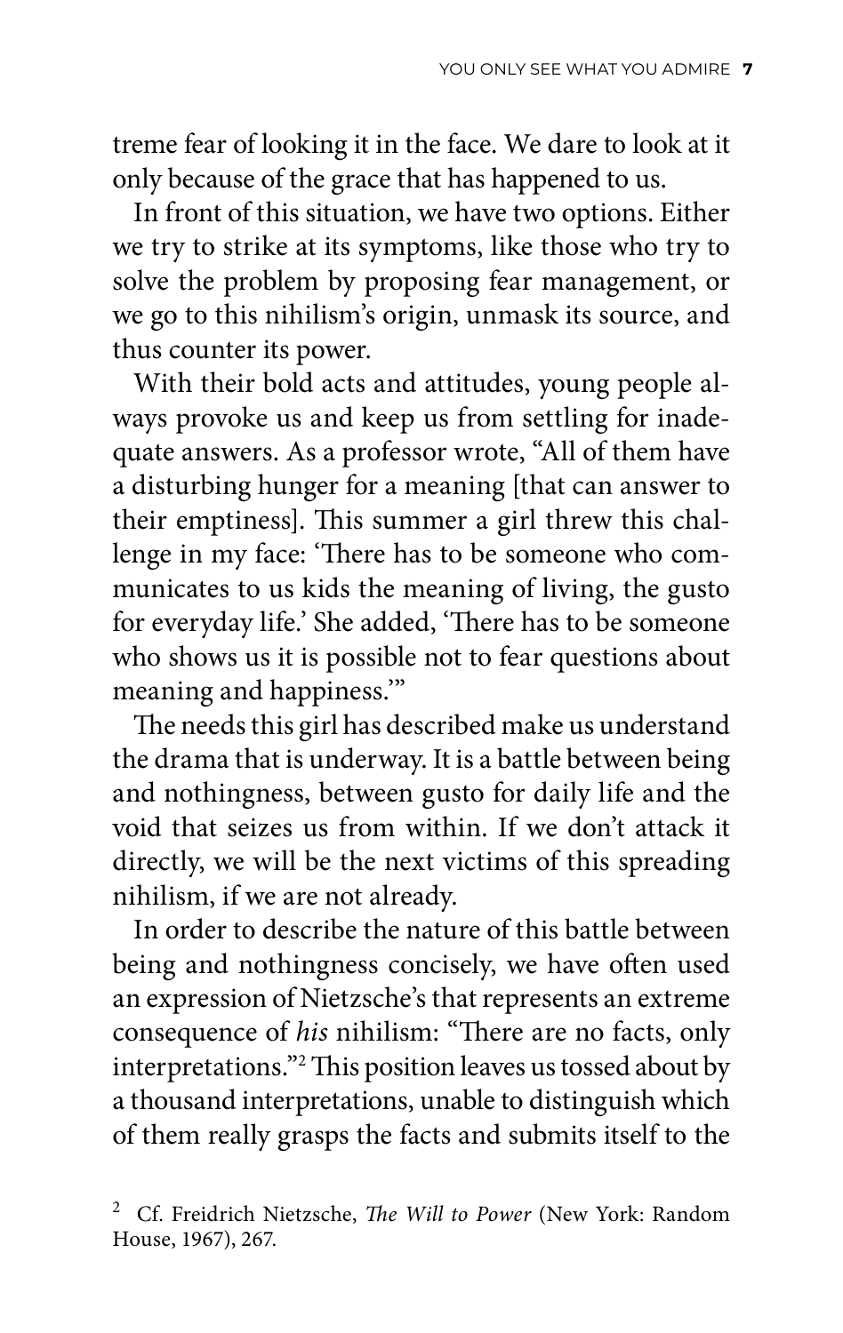treme fear of looking it in the face. We dare to look at it only because of the grace that has happened to us.

In front of this situation, we have two options. Either we try to strike at its symptoms, like those who try to solve the problem by proposing fear management, or we go to this nihilism's origin, unmask its source, and thus counter its power.

With their bold acts and attitudes, young people always provoke us and keep us from settling for inadequate answers. As a professor wrote, "All of them have a disturbing hunger for a meaning [that can answer to their emptiness]. This summer a girl threw this challenge in my face: 'There has to be someone who communicates to us kids the meaning of living, the gusto for everyday life.' She added, 'There has to be someone who shows us it is possible not to fear questions about meaning and happiness.'"

The needs this girl has described make us understand the drama that is underway. It is a battle between being and nothingness, between gusto for daily life and the void that seizes us from within. If we don't attack it directly, we will be the next victims of this spreading nihilism, if we are not already.

In order to describe the nature of this battle between being and nothingness concisely, we have often used an expression of Nietzsche's that represents an extreme consequence of *his* nihilism: "There are no facts, only interpretations."[2] This position leaves us tossed about by a thousand interpretations, unable to distinguish which of them really grasps the facts and submits itself to the

[2] Cf. Freidrich Nietzsche, *The Will to Power* (New York: Random House, 1967), 267.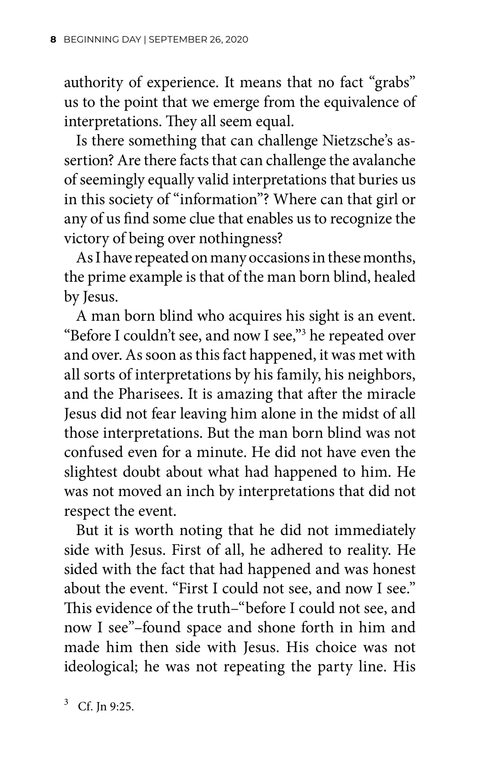authority of experience. It means that no fact "grabs" us to the point that we emerge from the equivalence of interpretations. They all seem equal.

Is there something that can challenge Nietzsche's assertion? Are there facts that can challenge the avalanche of seemingly equally valid interpretations that buries us in this society of "information"? Where can that girl or any of us find some clue that enables us to recognize the victory of being over nothingness?

As I have repeated on many occasions in these months, the prime example is that of the man born blind, healed by Jesus.

A man born blind who acquires his sight is an event. "Before I couldn't see, and now I see,"[3] he repeated over and over. As soon as this fact happened, it was met with all sorts of interpretations by his family, his neighbors, and the Pharisees. It is amazing that after the miracle Jesus did not fear leaving him alone in the midst of all those interpretations. But the man born blind was not confused even for a minute. He did not have even the slightest doubt about what had happened to him. He was not moved an inch by interpretations that did not respect the event.

But it is worth noting that he did not immediately side with Jesus. First of all, he adhered to reality. He sided with the fact that had happened and was honest about the event. "First I could not see, and now I see." This evidence of the truth–"before I could not see, and now I see"–found space and shone forth in him and made him then side with Jesus. His choice was not ideological; he was not repeating the party line. His

[3] Cf. Jn 9:25.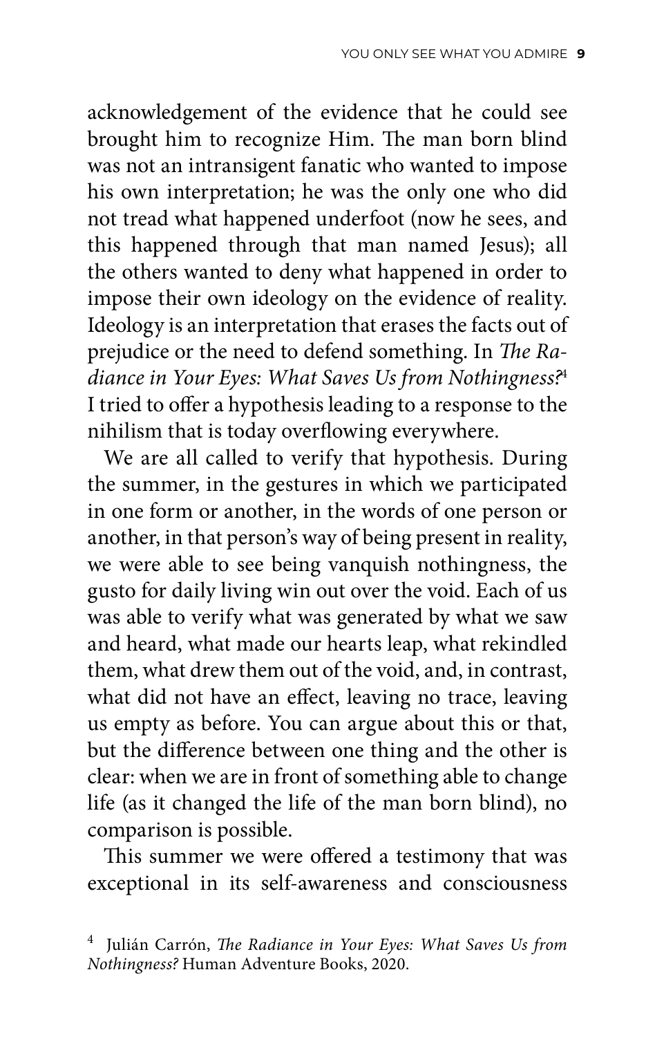acknowledgement of the evidence that he could see brought him to recognize Him. The man born blind was not an intransigent fanatic who wanted to impose his own interpretation; he was the only one who did not tread what happened underfoot (now he sees, and this happened through that man named Jesus); all the others wanted to deny what happened in order to impose their own ideology on the evidence of reality. Ideology is an interpretation that erases the facts out of prejudice or the need to defend something. In *The Radiance in Your Eyes: What Saves Us from Nothingness?*[4] I tried to offer a hypothesis leading to a response to the nihilism that is today overflowing everywhere.

We are all called to verify that hypothesis. During the summer, in the gestures in which we participated in one form or another, in the words of one person or another, in that person's way of being present in reality, we were able to see being vanquish nothingness, the gusto for daily living win out over the void. Each of us was able to verify what was generated by what we saw and heard, what made our hearts leap, what rekindled them, what drew them out of the void, and, in contrast, what did not have an effect, leaving no trace, leaving us empty as before. You can argue about this or that, but the difference between one thing and the other is clear: when we are in front of something able to change life (as it changed the life of the man born blind), no comparison is possible.

This summer we were offered a testimony that was exceptional in its self-awareness and consciousness

[4] Julián Carrón, *The Radiance in Your Eyes: What Saves Us from Nothingness?* Human Adventure Books, 2020.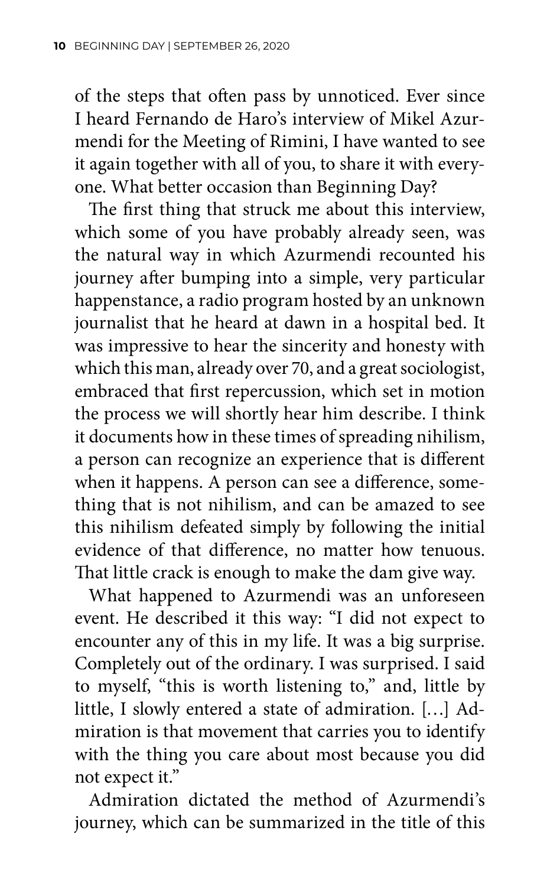of the steps that often pass by unnoticed. Ever since I heard Fernando de Haro's interview of Mikel Azurmendi for the Meeting of Rimini, I have wanted to see it again together with all of you, to share it with everyone. What better occasion than Beginning Day?

The first thing that struck me about this interview, which some of you have probably already seen, was the natural way in which Azurmendi recounted his journey after bumping into a simple, very particular happenstance, a radio program hosted by an unknown journalist that he heard at dawn in a hospital bed. It was impressive to hear the sincerity and honesty with which this man, already over 70, and a great sociologist, embraced that first repercussion, which set in motion the process we will shortly hear him describe. I think it documents how in these times of spreading nihilism, a person can recognize an experience that is different when it happens. A person can see a difference, something that is not nihilism, and can be amazed to see this nihilism defeated simply by following the initial evidence of that difference, no matter how tenuous. That little crack is enough to make the dam give way.

What happened to Azurmendi was an unforeseen event. He described it this way: "I did not expect to encounter any of this in my life. It was a big surprise. Completely out of the ordinary. I was surprised. I said to myself, "this is worth listening to," and, little by little, I slowly entered a state of admiration. […] Admiration is that movement that carries you to identify with the thing you care about most because you did not expect it."

Admiration dictated the method of Azurmendi's journey, which can be summarized in the title of this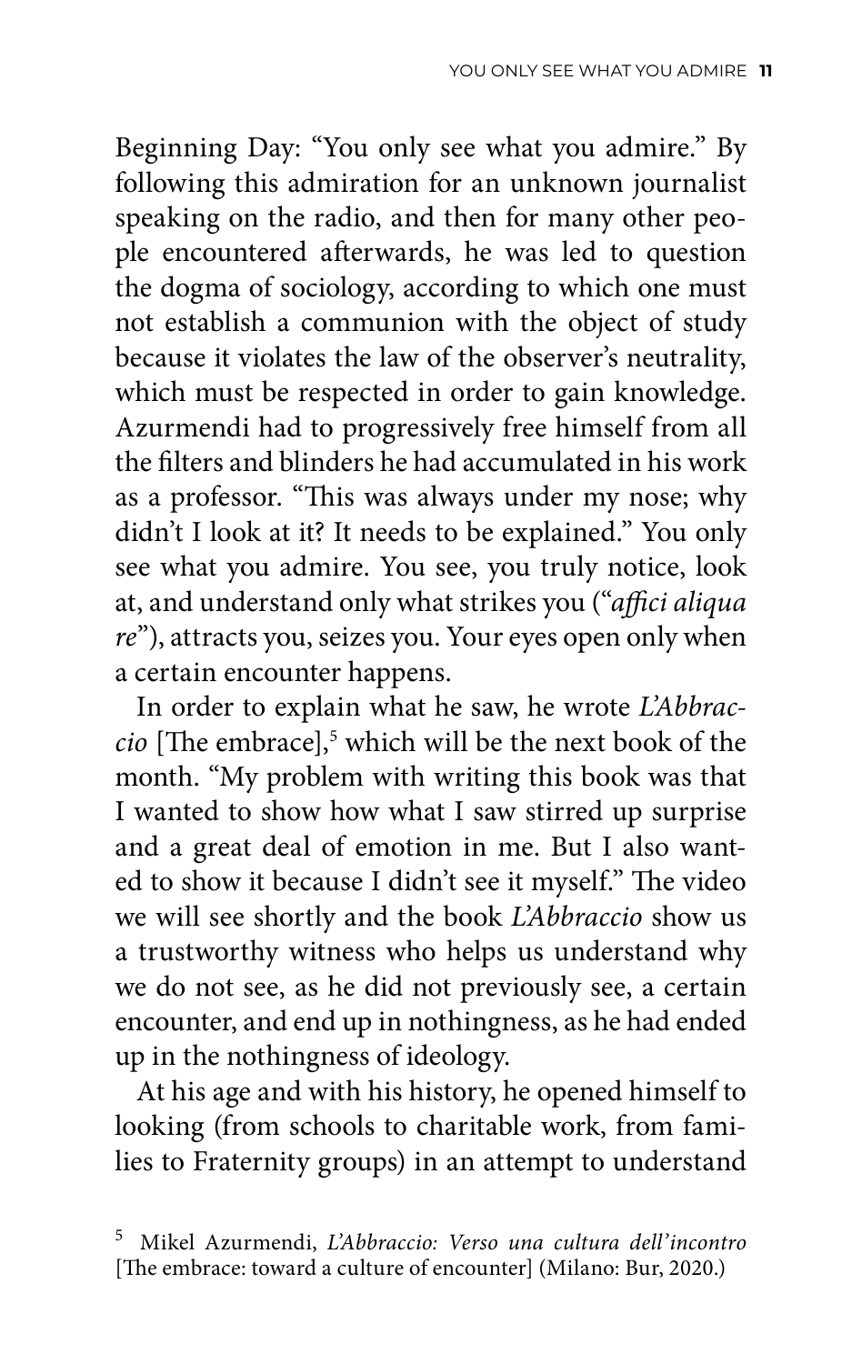Beginning Day: "You only see what you admire." By following this admiration for an unknown journalist speaking on the radio, and then for many other people encountered afterwards, he was led to question the dogma of sociology, according to which one must not establish a communion with the object of study because it violates the law of the observer's neutrality, which must be respected in order to gain knowledge. Azurmendi had to progressively free himself from all the filters and blinders he had accumulated in his work as a professor. "This was always under my nose; why didn't I look at it? It needs to be explained." You only see what you admire. You see, you truly notice, look at, and understand only what strikes you ("*affici aliqua re*"), attracts you, seizes you. Your eyes open only when a certain encounter happens.

In order to explain what he saw, he wrote *L'Abbraccio* [The embrace],[5] which will be the next book of the month. "My problem with writing this book was that I wanted to show how what I saw stirred up surprise and a great deal of emotion in me. But I also wanted to show it because I didn't see it myself." The video we will see shortly and the book *L'Abbraccio* show us a trustworthy witness who helps us understand why we do not see, as he did not previously see, a certain encounter, and end up in nothingness, as he had ended up in the nothingness of ideology.

At his age and with his history, he opened himself to looking (from schools to charitable work, from families to Fraternity groups) in an attempt to understand

[5] Mikel Azurmendi, *L'Abbraccio: Verso una cultura dell'incontro* [The embrace: toward a culture of encounter] (Milano: Bur, 2020.)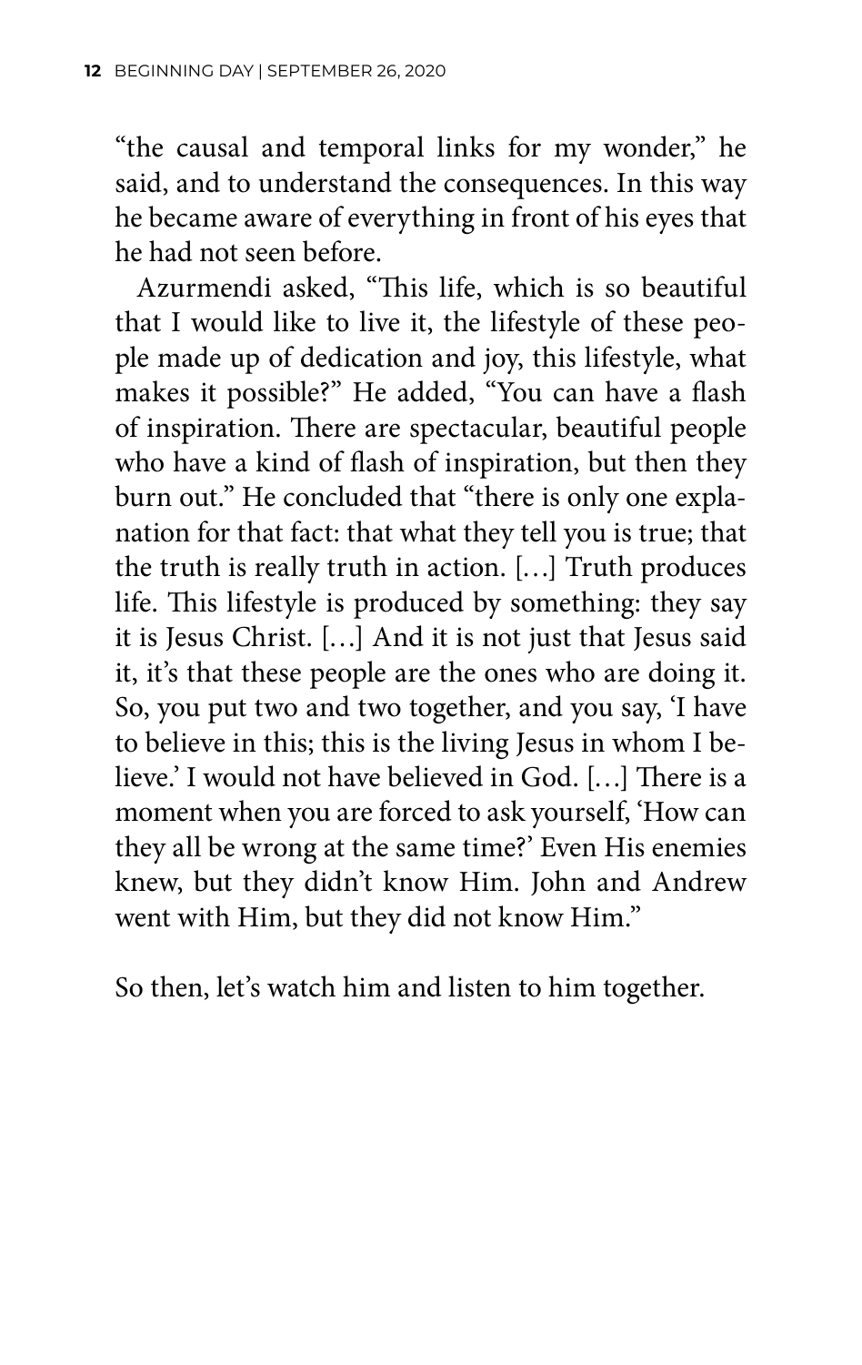"the causal and temporal links for my wonder," he said, and to understand the consequences. In this way he became aware of everything in front of his eyes that he had not seen before.

Azurmendi asked, "This life, which is so beautiful that I would like to live it, the lifestyle of these people made up of dedication and joy, this lifestyle, what makes it possible?" He added, "You can have a flash of inspiration. There are spectacular, beautiful people who have a kind of flash of inspiration, but then they burn out." He concluded that "there is only one explanation for that fact: that what they tell you is true; that the truth is really truth in action. […] Truth produces life. This lifestyle is produced by something: they say it is Jesus Christ. […] And it is not just that Jesus said it, it's that these people are the ones who are doing it. So, you put two and two together, and you say, 'I have to believe in this; this is the living Jesus in whom I believe.' I would not have believed in God. […] There is a moment when you are forced to ask yourself, 'How can they all be wrong at the same time?' Even His enemies knew, but they didn't know Him. John and Andrew went with Him, but they did not know Him."

So then, let's watch him and listen to him together.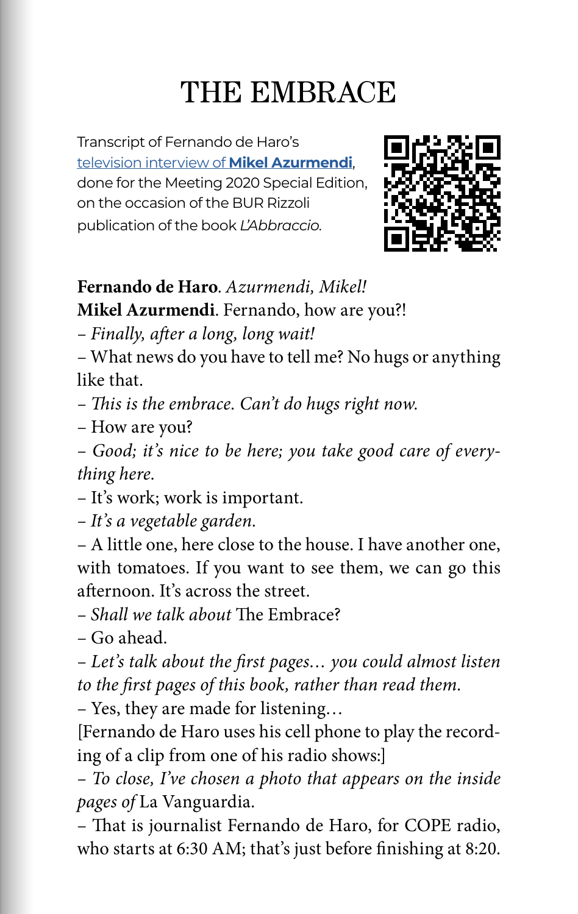# THE EMBRACE

Transcript of Fernando de Haro's television interview of **Mikel Azurmendi**, done for the Meeting 2020 Special Edition, on the occasion of the BUR Rizzoli publication of the book *L'Abbraccio*.

**Fernando de Haro**. *Azurmendi, Mikel!*
**Mikel Azurmendi**. Fernando, how are you?!

– *Finally, after a long, long wait!*

– What news do you have to tell me? No hugs or anything like that.

– *This is the embrace. Can't do hugs right now.*

– How are you?

– *Good; it's nice to be here; you take good care of everything here.*

– It's work; work is important.

– *It's a vegetable garden.*

– A little one, here close to the house. I have another one, with tomatoes. If you want to see them, we can go this afternoon. It's across the street.

– *Shall we talk about* The Embrace?

– Go ahead.

– *Let's talk about the first pages… you could almost listen to the first pages of this book, rather than read them.*

– Yes, they are made for listening…

[Fernando de Haro uses his cell phone to play the recording of a clip from one of his radio shows:]

– *To close, I've chosen a photo that appears on the inside pages of* La Vanguardia.

– That is journalist Fernando de Haro, for COPE radio, who starts at 6:30 AM; that's just before finishing at 8:20.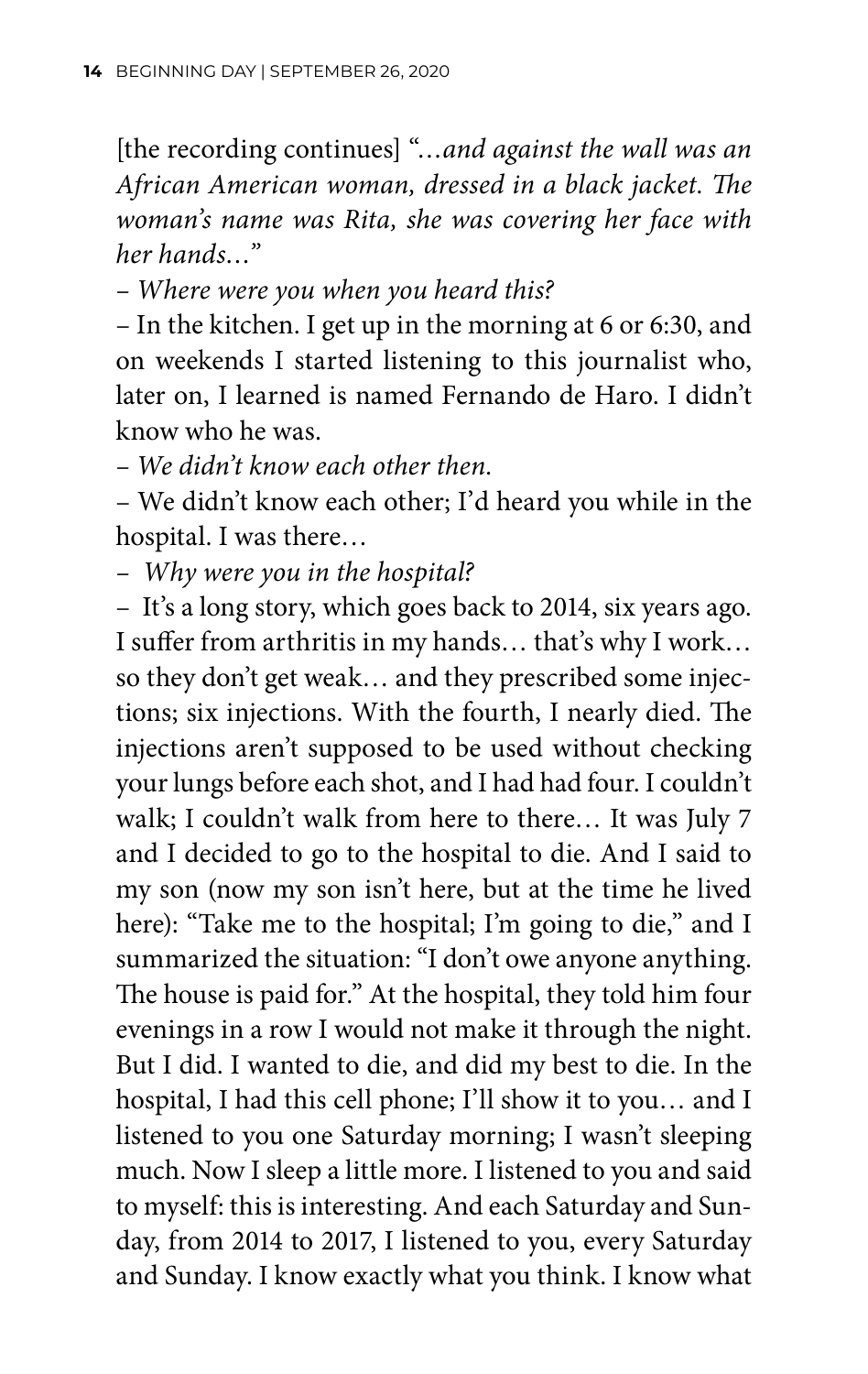[the recording continues] "*…and against the wall was an African American woman, dressed in a black jacket. The woman's name was Rita, she was covering her face with her hands…*"

– *Where were you when you heard this?*

– In the kitchen. I get up in the morning at 6 or 6:30, and on weekends I started listening to this journalist who, later on, I learned is named Fernando de Haro. I didn't know who he was.

– *We didn't know each other then.*

– We didn't know each other; I'd heard you while in the hospital. I was there…

– *Why were you in the hospital?*

– It's a long story, which goes back to 2014, six years ago. I suffer from arthritis in my hands… that's why I work… so they don't get weak… and they prescribed some injections; six injections. With the fourth, I nearly died. The injections aren't supposed to be used without checking your lungs before each shot, and I had had four. I couldn't walk; I couldn't walk from here to there… It was July 7 and I decided to go to the hospital to die. And I said to my son (now my son isn't here, but at the time he lived here): "Take me to the hospital; I'm going to die," and I summarized the situation: "I don't owe anyone anything. The house is paid for." At the hospital, they told him four evenings in a row I would not make it through the night. But I did. I wanted to die, and did my best to die. In the hospital, I had this cell phone; I'll show it to you… and I listened to you one Saturday morning; I wasn't sleeping much. Now I sleep a little more. I listened to you and said to myself: this is interesting. And each Saturday and Sunday, from 2014 to 2017, I listened to you, every Saturday and Sunday. I know exactly what you think. I know what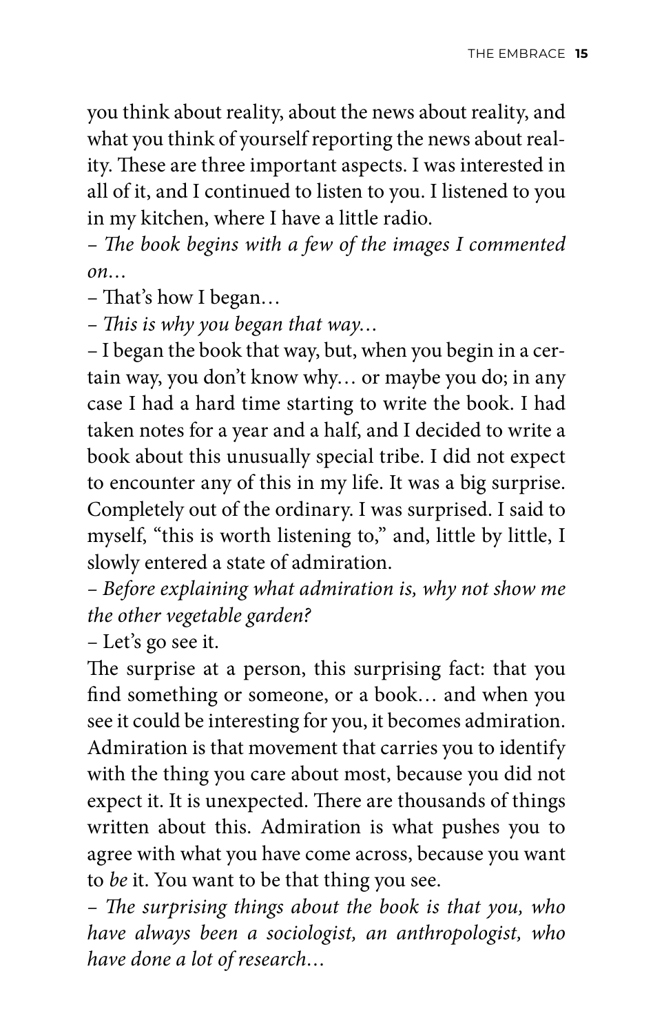you think about reality, about the news about reality, and what you think of yourself reporting the news about reality. These are three important aspects. I was interested in all of it, and I continued to listen to you. I listened to you in my kitchen, where I have a little radio.

– *The book begins with a few of the images I commented on…*

– That's how I began…

– *This is why you began that way…*

– I began the book that way, but, when you begin in a certain way, you don't know why… or maybe you do; in any case I had a hard time starting to write the book. I had taken notes for a year and a half, and I decided to write a book about this unusually special tribe. I did not expect to encounter any of this in my life. It was a big surprise. Completely out of the ordinary. I was surprised. I said to myself, "this is worth listening to," and, little by little, I slowly entered a state of admiration.

– *Before explaining what admiration is, why not show me the other vegetable garden?*

– Let's go see it.

The surprise at a person, this surprising fact: that you find something or someone, or a book… and when you see it could be interesting for you, it becomes admiration. Admiration is that movement that carries you to identify with the thing you care about most, because you did not expect it. It is unexpected. There are thousands of things written about this. Admiration is what pushes you to agree with what you have come across, because you want to *be* it. You want to be that thing you see.

– *The surprising things about the book is that you, who have always been a sociologist, an anthropologist, who have done a lot of research…*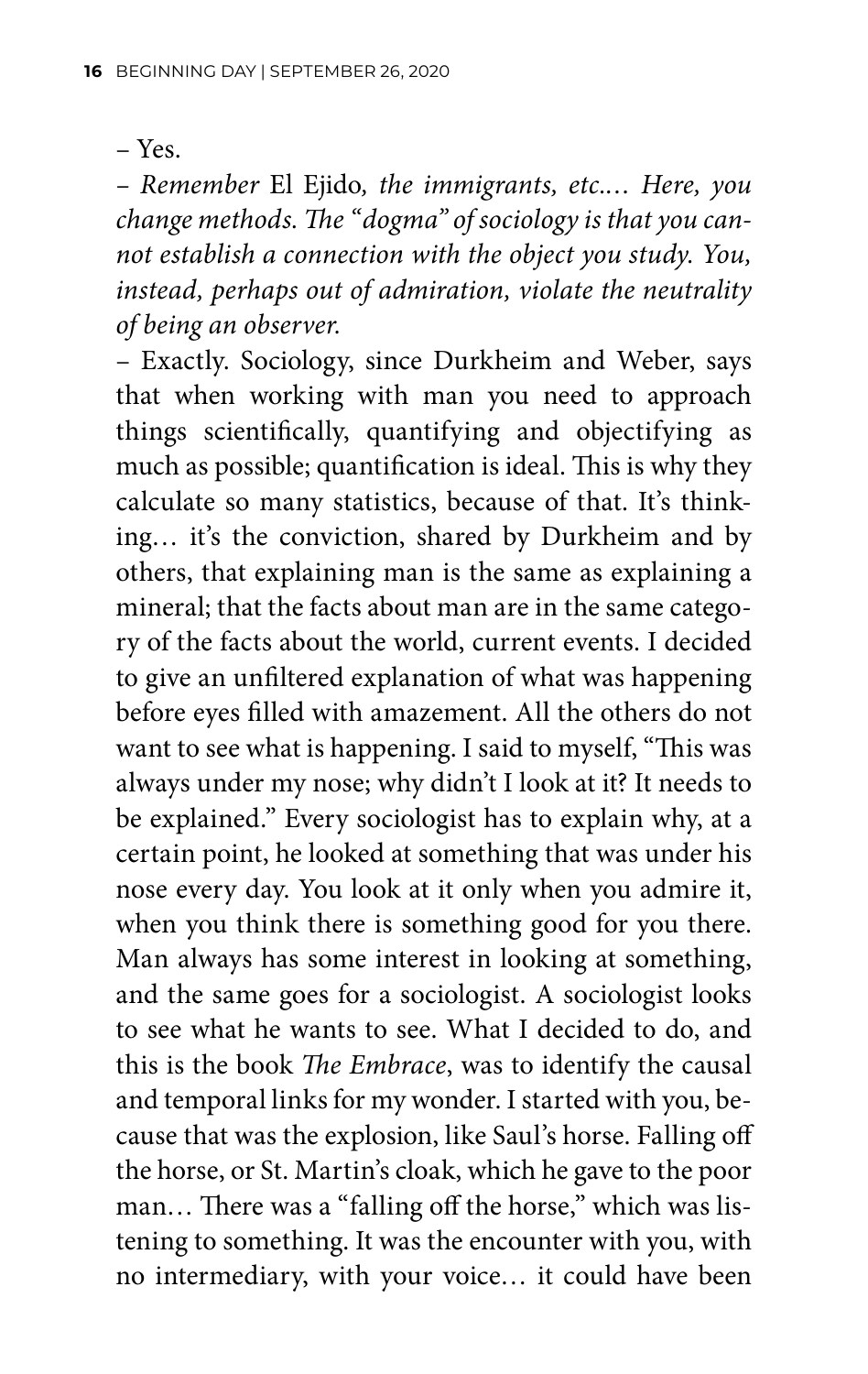– Yes.

– *Remember* El Ejido*, the immigrants, etc.… Here, you change methods. The "dogma" of sociology is that you cannot establish a connection with the object you study. You, instead, perhaps out of admiration, violate the neutrality of being an observer.*

– Exactly. Sociology, since Durkheim and Weber, says that when working with man you need to approach things scientifically, quantifying and objectifying as much as possible; quantification is ideal. This is why they calculate so many statistics, because of that. It's thinking… it's the conviction, shared by Durkheim and by others, that explaining man is the same as explaining a mineral; that the facts about man are in the same category of the facts about the world, current events. I decided to give an unfiltered explanation of what was happening before eyes filled with amazement. All the others do not want to see what is happening. I said to myself, "This was always under my nose; why didn't I look at it? It needs to be explained." Every sociologist has to explain why, at a certain point, he looked at something that was under his nose every day. You look at it only when you admire it, when you think there is something good for you there. Man always has some interest in looking at something, and the same goes for a sociologist. A sociologist looks to see what he wants to see. What I decided to do, and this is the book *The Embrace*, was to identify the causal and temporal links for my wonder. I started with you, because that was the explosion, like Saul's horse. Falling off the horse, or St. Martin's cloak, which he gave to the poor man… There was a "falling off the horse," which was listening to something. It was the encounter with you, with no intermediary, with your voice… it could have been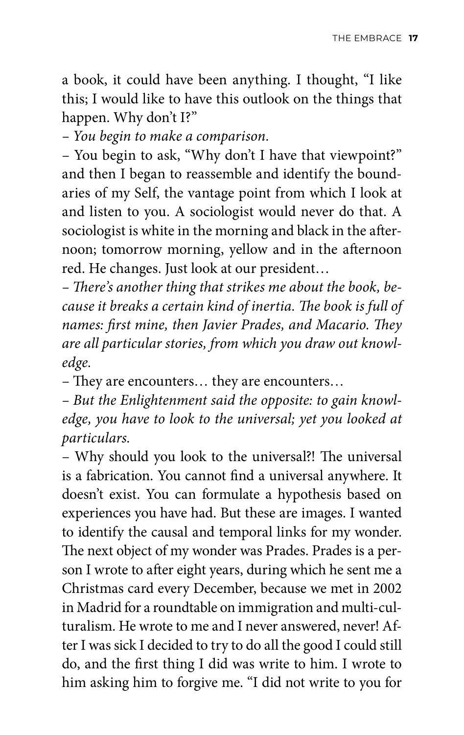a book, it could have been anything. I thought, "I like this; I would like to have this outlook on the things that happen. Why don't I?"

– *You begin to make a comparison.*

– You begin to ask, "Why don't I have that viewpoint?" and then I began to reassemble and identify the boundaries of my Self, the vantage point from which I look at and listen to you. A sociologist would never do that. A sociologist is white in the morning and black in the afternoon; tomorrow morning, yellow and in the afternoon red. He changes. Just look at our president…

– *There's another thing that strikes me about the book, because it breaks a certain kind of inertia. The book is full of names: first mine, then Javier Prades, and Macario. They are all particular stories, from which you draw out knowledge.*

– They are encounters… they are encounters…

– *But the Enlightenment said the opposite: to gain knowledge, you have to look to the universal; yet you looked at particulars.*

– Why should you look to the universal?! The universal is a fabrication. You cannot find a universal anywhere. It doesn't exist. You can formulate a hypothesis based on experiences you have had. But these are images. I wanted to identify the causal and temporal links for my wonder. The next object of my wonder was Prades. Prades is a person I wrote to after eight years, during which he sent me a Christmas card every December, because we met in 2002 in Madrid for a roundtable on immigration and multi-culturalism. He wrote to me and I never answered, never! After I was sick I decided to try to do all the good I could still do, and the first thing I did was write to him. I wrote to him asking him to forgive me. "I did not write to you for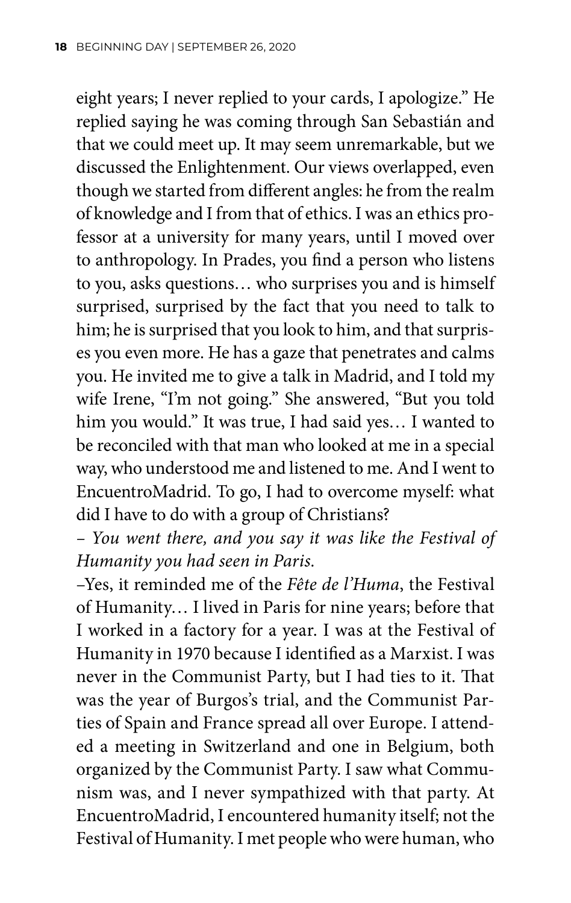eight years; I never replied to your cards, I apologize." He replied saying he was coming through San Sebastián and that we could meet up. It may seem unremarkable, but we discussed the Enlightenment. Our views overlapped, even though we started from different angles: he from the realm of knowledge and I from that of ethics. I was an ethics professor at a university for many years, until I moved over to anthropology. In Prades, you find a person who listens to you, asks questions… who surprises you and is himself surprised, surprised by the fact that you need to talk to him; he is surprised that you look to him, and that surprises you even more. He has a gaze that penetrates and calms you. He invited me to give a talk in Madrid, and I told my wife Irene, "I'm not going." She answered, "But you told him you would." It was true, I had said yes… I wanted to be reconciled with that man who looked at me in a special way, who understood me and listened to me. And I went to EncuentroMadrid. To go, I had to overcome myself: what did I have to do with a group of Christians?

– *You went there, and you say it was like the Festival of Humanity you had seen in Paris.*

–Yes, it reminded me of the *Fête de l'Huma*, the Festival of Humanity… I lived in Paris for nine years; before that I worked in a factory for a year. I was at the Festival of Humanity in 1970 because I identified as a Marxist. I was never in the Communist Party, but I had ties to it. That was the year of Burgos's trial, and the Communist Parties of Spain and France spread all over Europe. I attended a meeting in Switzerland and one in Belgium, both organized by the Communist Party. I saw what Communism was, and I never sympathized with that party. At EncuentroMadrid, I encountered humanity itself; not the Festival of Humanity. I met people who were human, who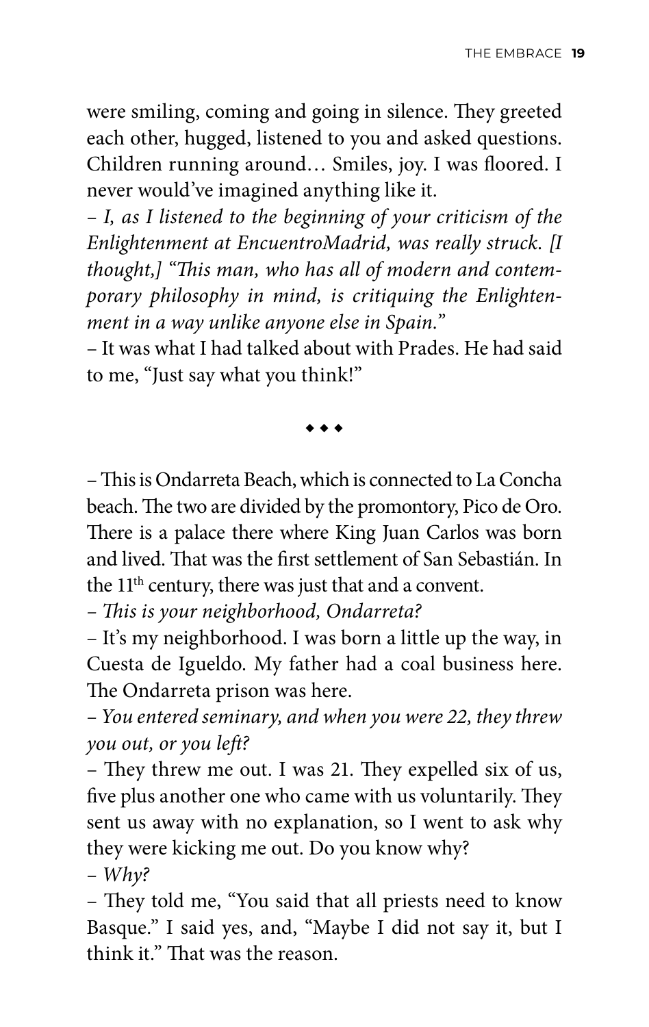were smiling, coming and going in silence. They greeted each other, hugged, listened to you and asked questions. Children running around… Smiles, joy. I was floored. I never would've imagined anything like it.

– *I, as I listened to the beginning of your criticism of the Enlightenment at EncuentroMadrid, was really struck. [I thought,] "This man, who has all of modern and contemporary philosophy in mind, is critiquing the Enlightenment in a way unlike anyone else in Spain."*

– It was what I had talked about with Prades. He had said to me, "Just say what you think!"

◆ ◆ ◆

– This is Ondarreta Beach, which is connected to La Concha beach. The two are divided by the promontory, Pico de Oro. There is a palace there where King Juan Carlos was born and lived. That was the first settlement of San Sebastián. In the 11th century, there was just that and a convent.

– *This is your neighborhood, Ondarreta?*

– It's my neighborhood. I was born a little up the way, in Cuesta de Igueldo. My father had a coal business here. The Ondarreta prison was here.

– *You entered seminary, and when you were 22, they threw you out, or you left?*

– They threw me out. I was 21. They expelled six of us, five plus another one who came with us voluntarily. They sent us away with no explanation, so I went to ask why they were kicking me out. Do you know why?

– *Why?*

– They told me, "You said that all priests need to know Basque." I said yes, and, "Maybe I did not say it, but I think it." That was the reason.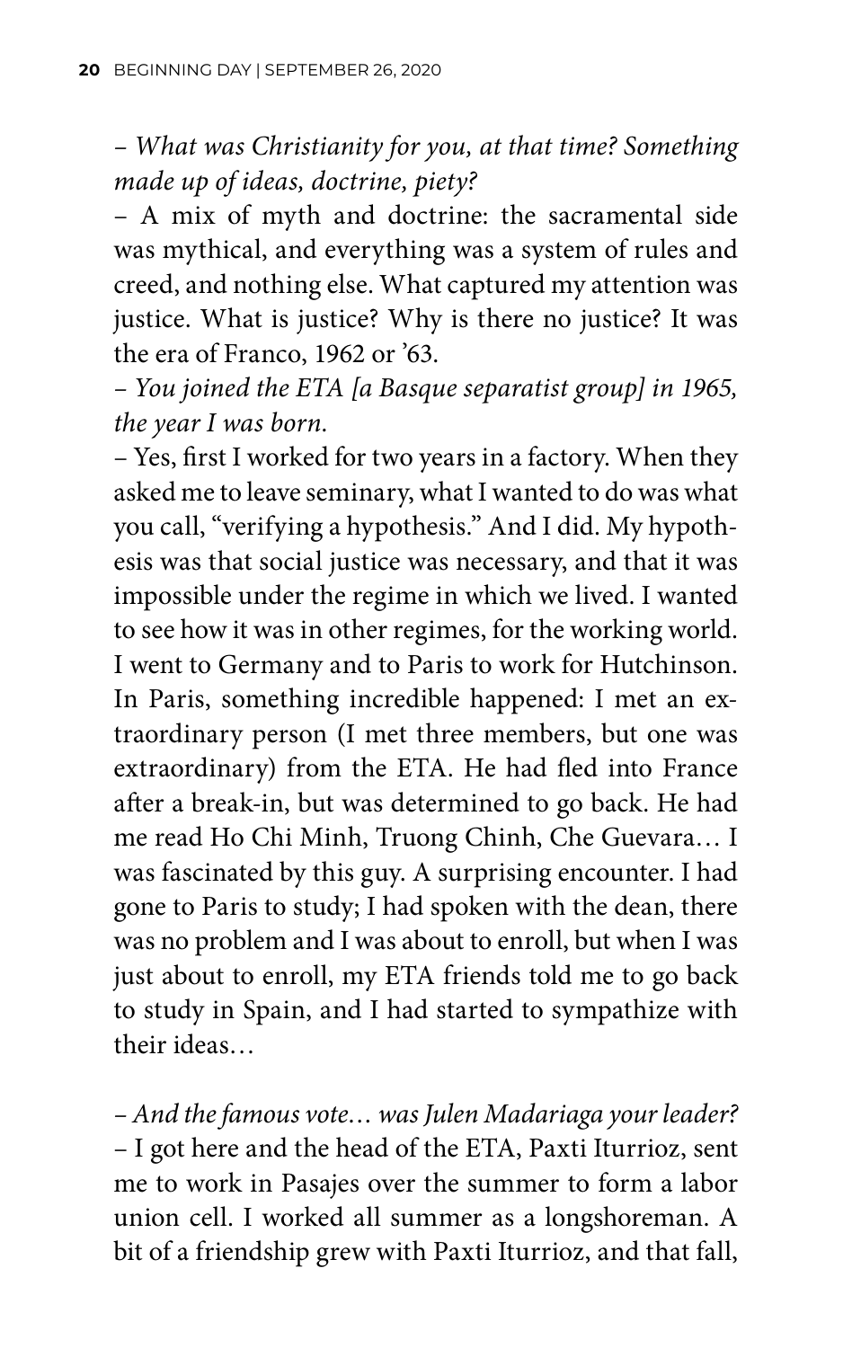*– What was Christianity for you, at that time? Something made up of ideas, doctrine, piety?*

– A mix of myth and doctrine: the sacramental side was mythical, and everything was a system of rules and creed, and nothing else. What captured my attention was justice. What is justice? Why is there no justice? It was the era of Franco, 1962 or '63.

*– You joined the ETA [a Basque separatist group] in 1965, the year I was born.*

– Yes, first I worked for two years in a factory. When they asked me to leave seminary, what I wanted to do was what you call, "verifying a hypothesis." And I did. My hypothesis was that social justice was necessary, and that it was impossible under the regime in which we lived. I wanted to see how it was in other regimes, for the working world. I went to Germany and to Paris to work for Hutchinson. In Paris, something incredible happened: I met an extraordinary person (I met three members, but one was extraordinary) from the ETA. He had fled into France after a break-in, but was determined to go back. He had me read Ho Chi Minh, Truong Chinh, Che Guevara… I was fascinated by this guy. A surprising encounter. I had gone to Paris to study; I had spoken with the dean, there was no problem and I was about to enroll, but when I was just about to enroll, my ETA friends told me to go back to study in Spain, and I had started to sympathize with their ideas…

*– And the famous vote… was Julen Madariaga your leader?*

– I got here and the head of the ETA, Paxti Iturrioz, sent me to work in Pasajes over the summer to form a labor union cell. I worked all summer as a longshoreman. A bit of a friendship grew with Paxti Iturrioz, and that fall,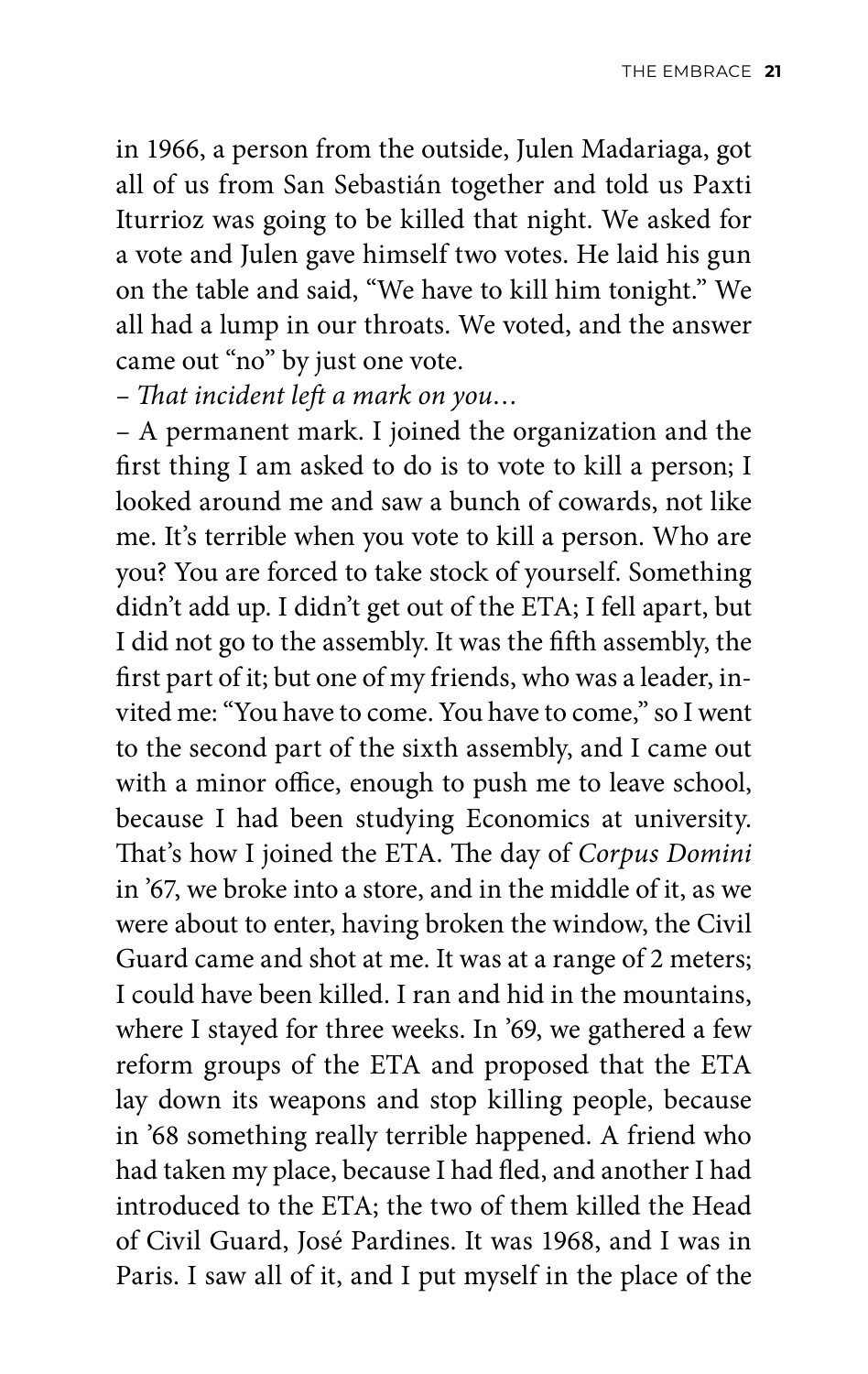in 1966, a person from the outside, Julen Madariaga, got all of us from San Sebastián together and told us Paxti Iturrioz was going to be killed that night. We asked for a vote and Julen gave himself two votes. He laid his gun on the table and said, "We have to kill him tonight." We all had a lump in our throats. We voted, and the answer came out "no" by just one vote.

– *That incident left a mark on you…*

– A permanent mark. I joined the organization and the first thing I am asked to do is to vote to kill a person; I looked around me and saw a bunch of cowards, not like me. It's terrible when you vote to kill a person. Who are you? You are forced to take stock of yourself. Something didn't add up. I didn't get out of the ETA; I fell apart, but I did not go to the assembly. It was the fifth assembly, the first part of it; but one of my friends, who was a leader, invited me: "You have to come. You have to come," so I went to the second part of the sixth assembly, and I came out with a minor office, enough to push me to leave school, because I had been studying Economics at university. That's how I joined the ETA. The day of *Corpus Domini* in '67, we broke into a store, and in the middle of it, as we were about to enter, having broken the window, the Civil Guard came and shot at me. It was at a range of 2 meters; I could have been killed. I ran and hid in the mountains, where I stayed for three weeks. In '69, we gathered a few reform groups of the ETA and proposed that the ETA lay down its weapons and stop killing people, because in '68 something really terrible happened. A friend who had taken my place, because I had fled, and another I had introduced to the ETA; the two of them killed the Head of Civil Guard, José Pardines. It was 1968, and I was in Paris. I saw all of it, and I put myself in the place of the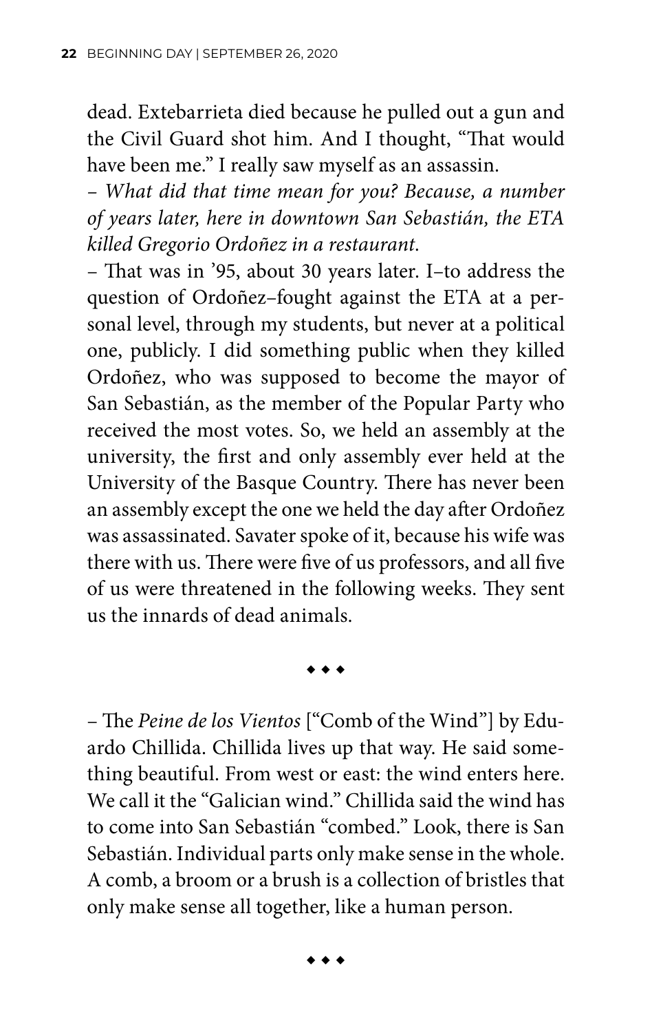dead. Extebarrieta died because he pulled out a gun and the Civil Guard shot him. And I thought, "That would have been me." I really saw myself as an assassin.

– *What did that time mean for you? Because, a number of years later, here in downtown San Sebastián, the ETA killed Gregorio Ordoñez in a restaurant.*

– That was in '95, about 30 years later. I–to address the question of Ordoñez–fought against the ETA at a personal level, through my students, but never at a political one, publicly. I did something public when they killed Ordoñez, who was supposed to become the mayor of San Sebastián, as the member of the Popular Party who received the most votes. So, we held an assembly at the university, the first and only assembly ever held at the University of the Basque Country. There has never been an assembly except the one we held the day after Ordoñez was assassinated. Savater spoke of it, because his wife was there with us. There were five of us professors, and all five of us were threatened in the following weeks. They sent us the innards of dead animals.

◆ ◆ ◆

– The *Peine de los Vientos* ["Comb of the Wind"] by Eduardo Chillida. Chillida lives up that way. He said something beautiful. From west or east: the wind enters here. We call it the "Galician wind." Chillida said the wind has to come into San Sebastián "combed." Look, there is San Sebastián. Individual parts only make sense in the whole. A comb, a broom or a brush is a collection of bristles that only make sense all together, like a human person.

◆ ◆ ◆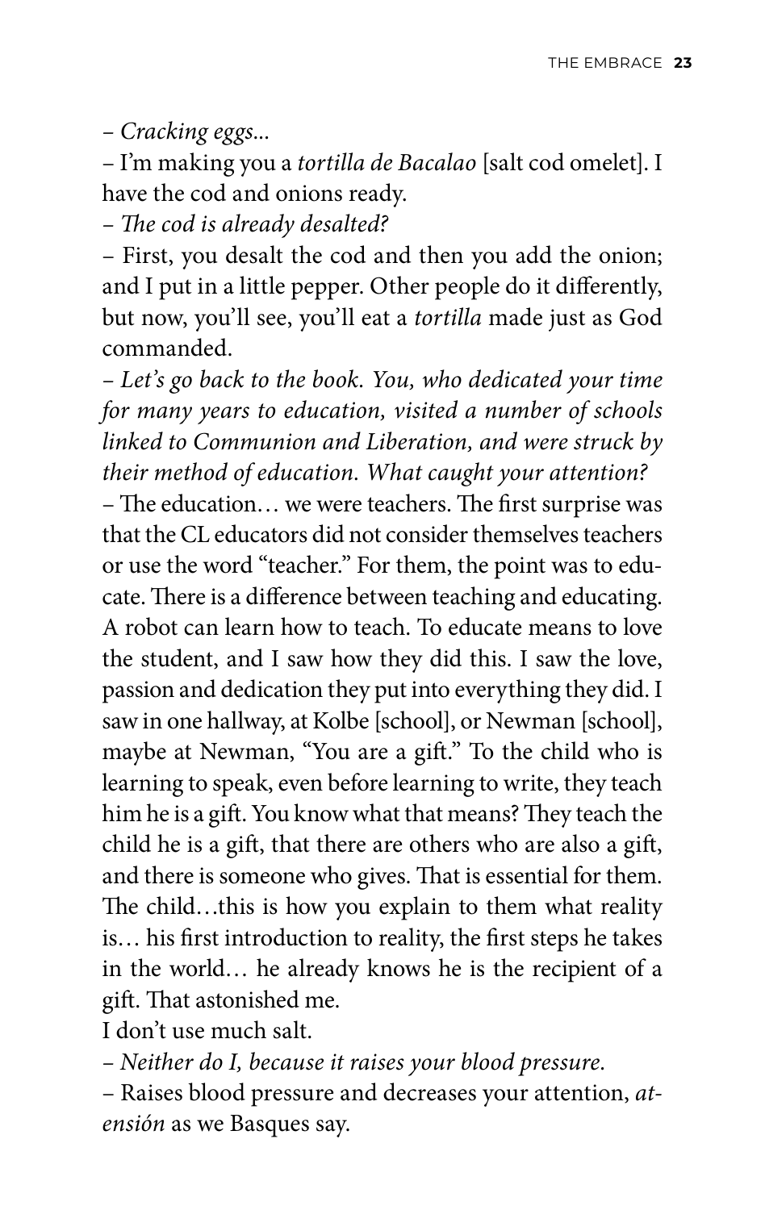– *Cracking eggs...*

– I'm making you a *tortilla de Bacalao* [salt cod omelet]. I have the cod and onions ready.

– *The cod is already desalted?*

– First, you desalt the cod and then you add the onion; and I put in a little pepper. Other people do it differently, but now, you'll see, you'll eat a *tortilla* made just as God commanded.

– *Let's go back to the book. You, who dedicated your time for many years to education, visited a number of schools linked to Communion and Liberation, and were struck by their method of education. What caught your attention?*

– The education… we were teachers. The first surprise was that the CL educators did not consider themselves teachers or use the word "teacher." For them, the point was to educate. There is a difference between teaching and educating. A robot can learn how to teach. To educate means to love the student, and I saw how they did this. I saw the love, passion and dedication they put into everything they did. I saw in one hallway, at Kolbe [school], or Newman [school], maybe at Newman, "You are a gift." To the child who is learning to speak, even before learning to write, they teach him he is a gift. You know what that means? They teach the child he is a gift, that there are others who are also a gift, and there is someone who gives. That is essential for them. The child…this is how you explain to them what reality is… his first introduction to reality, the first steps he takes in the world… he already knows he is the recipient of a gift. That astonished me.

I don't use much salt.

– *Neither do I, because it raises your blood pressure.*

– Raises blood pressure and decreases your attention, *atensión* as we Basques say.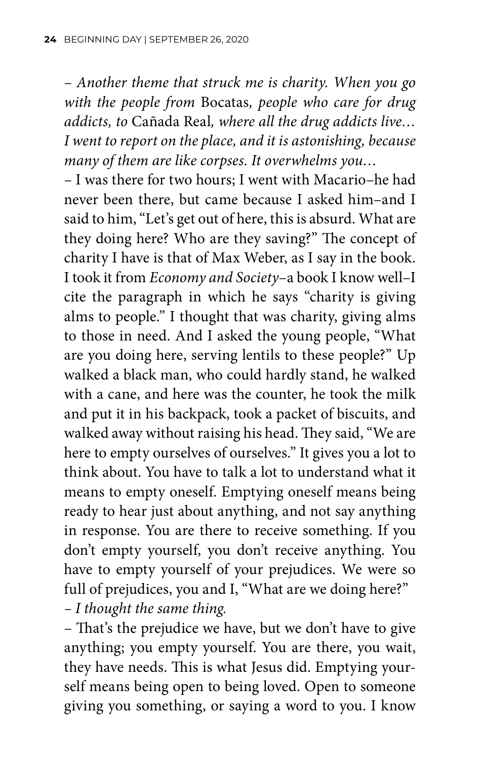– *Another theme that struck me is charity. When you go with the people from* Bocatas*, people who care for drug addicts, to* Cañada Real*, where all the drug addicts live… I went to report on the place, and it is astonishing, because many of them are like corpses. It overwhelms you…*

– I was there for two hours; I went with Macario–he had never been there, but came because I asked him–and I said to him, "Let's get out of here, this is absurd. What are they doing here? Who are they saving?" The concept of charity I have is that of Max Weber, as I say in the book. I took it from *Economy and Society*–a book I know well–I cite the paragraph in which he says "charity is giving alms to people." I thought that was charity, giving alms to those in need. And I asked the young people, "What are you doing here, serving lentils to these people?" Up walked a black man, who could hardly stand, he walked with a cane, and here was the counter, he took the milk and put it in his backpack, took a packet of biscuits, and walked away without raising his head. They said, "We are here to empty ourselves of ourselves." It gives you a lot to think about. You have to talk a lot to understand what it means to empty oneself. Emptying oneself means being ready to hear just about anything, and not say anything in response. You are there to receive something. If you don't empty yourself, you don't receive anything. You have to empty yourself of your prejudices. We were so full of prejudices, you and I, "What are we doing here?"

– *I thought the same thing.*

– That's the prejudice we have, but we don't have to give anything; you empty yourself. You are there, you wait, they have needs. This is what Jesus did. Emptying yourself means being open to being loved. Open to someone giving you something, or saying a word to you. I know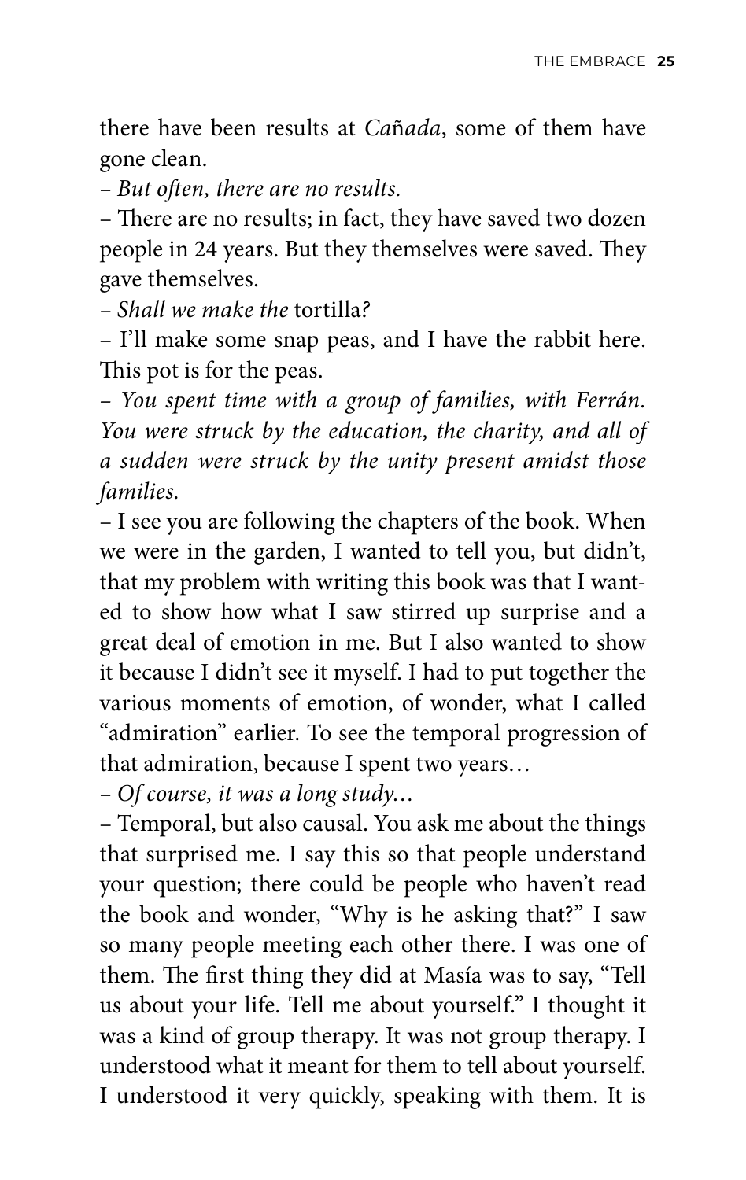there have been results at *Cañada*, some of them have gone clean.

– *But often, there are no results.*

– There are no results; in fact, they have saved two dozen people in 24 years. But they themselves were saved. They gave themselves.

– *Shall we make the* tortilla*?*

– I'll make some snap peas, and I have the rabbit here. This pot is for the peas.

– *You spent time with a group of families, with Ferrán. You were struck by the education, the charity, and all of a sudden were struck by the unity present amidst those families.*

– I see you are following the chapters of the book. When we were in the garden, I wanted to tell you, but didn't, that my problem with writing this book was that I wanted to show how what I saw stirred up surprise and a great deal of emotion in me. But I also wanted to show it because I didn't see it myself. I had to put together the various moments of emotion, of wonder, what I called "admiration" earlier. To see the temporal progression of that admiration, because I spent two years…

– *Of course, it was a long study…*

– Temporal, but also causal. You ask me about the things that surprised me. I say this so that people understand your question; there could be people who haven't read the book and wonder, "Why is he asking that?" I saw so many people meeting each other there. I was one of them. The first thing they did at Masía was to say, "Tell us about your life. Tell me about yourself." I thought it was a kind of group therapy. It was not group therapy. I understood what it meant for them to tell about yourself. I understood it very quickly, speaking with them. It is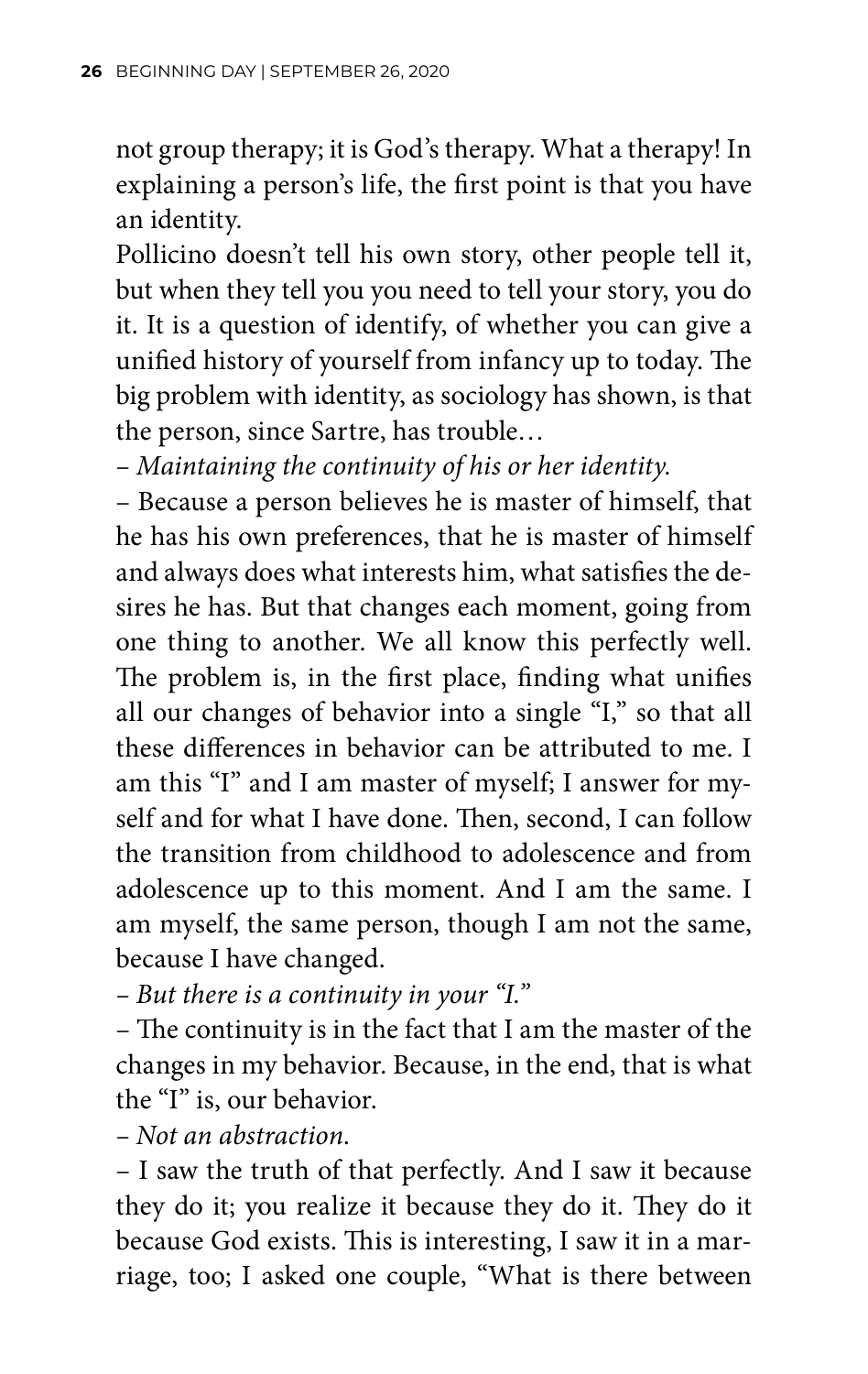not group therapy; it is God's therapy. What a therapy! In explaining a person's life, the first point is that you have an identity.

Pollicino doesn't tell his own story, other people tell it, but when they tell you you need to tell your story, you do it. It is a question of identify, of whether you can give a unified history of yourself from infancy up to today. The big problem with identity, as sociology has shown, is that the person, since Sartre, has trouble…

– *Maintaining the continuity of his or her identity.*

– Because a person believes he is master of himself, that he has his own preferences, that he is master of himself and always does what interests him, what satisfies the desires he has. But that changes each moment, going from one thing to another. We all know this perfectly well. The problem is, in the first place, finding what unifies all our changes of behavior into a single "I," so that all these differences in behavior can be attributed to me. I am this "I" and I am master of myself; I answer for myself and for what I have done. Then, second, I can follow the transition from childhood to adolescence and from adolescence up to this moment. And I am the same. I am myself, the same person, though I am not the same, because I have changed.

– *But there is a continuity in your "I."*

– The continuity is in the fact that I am the master of the changes in my behavior. Because, in the end, that is what the "I" is, our behavior.

– *Not an abstraction.*

– I saw the truth of that perfectly. And I saw it because they do it; you realize it because they do it. They do it because God exists. This is interesting, I saw it in a marriage, too; I asked one couple, "What is there between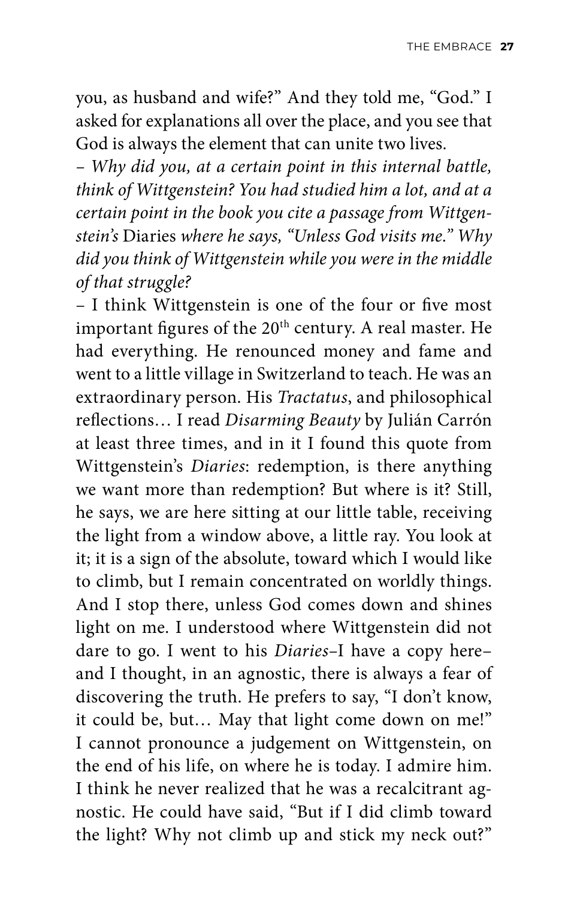you, as husband and wife?" And they told me, "God." I asked for explanations all over the place, and you see that God is always the element that can unite two lives.

– *Why did you, at a certain point in this internal battle, think of Wittgenstein? You had studied him a lot, and at a certain point in the book you cite a passage from Wittgenstein's* Diaries *where he says, "Unless God visits me." Why did you think of Wittgenstein while you were in the middle of that struggle?*

– I think Wittgenstein is one of the four or five most important figures of the 20th century. A real master. He had everything. He renounced money and fame and went to a little village in Switzerland to teach. He was an extraordinary person. His *Tractatus*, and philosophical reflections… I read *Disarming Beauty* by Julián Carrón at least three times, and in it I found this quote from Wittgenstein's *Diaries*: redemption, is there anything we want more than redemption? But where is it? Still, he says, we are here sitting at our little table, receiving the light from a window above, a little ray. You look at it; it is a sign of the absolute, toward which I would like to climb, but I remain concentrated on worldly things. And I stop there, unless God comes down and shines light on me. I understood where Wittgenstein did not dare to go. I went to his *Diaries*–I have a copy here–and I thought, in an agnostic, there is always a fear of discovering the truth. He prefers to say, "I don't know, it could be, but… May that light come down on me!" I cannot pronounce a judgement on Wittgenstein, on the end of his life, on where he is today. I admire him. I think he never realized that he was a recalcitrant agnostic. He could have said, "But if I did climb toward the light? Why not climb up and stick my neck out?"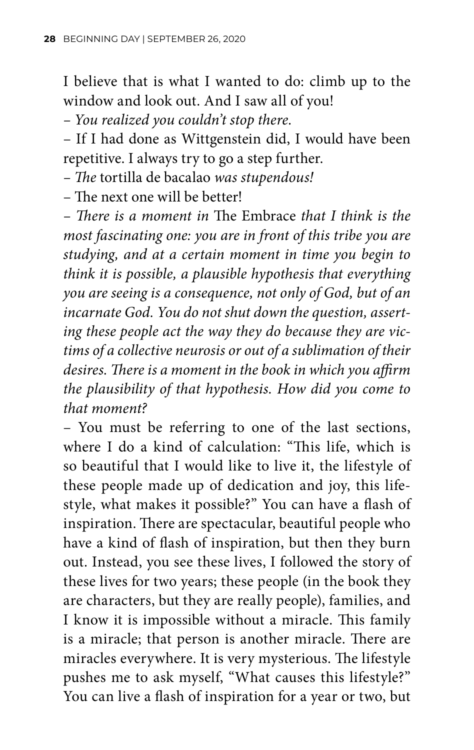I believe that is what I wanted to do: climb up to the window and look out. And I saw all of you!

– *You realized you couldn't stop there.*

– If I had done as Wittgenstein did, I would have been repetitive. I always try to go a step further.

– *The* tortilla de bacalao *was stupendous!*

– The next one will be better!

– *There is a moment in* The Embrace *that I think is the most fascinating one: you are in front of this tribe you are studying, and at a certain moment in time you begin to think it is possible, a plausible hypothesis that everything you are seeing is a consequence, not only of God, but of an incarnate God. You do not shut down the question, asserting these people act the way they do because they are victims of a collective neurosis or out of a sublimation of their desires. There is a moment in the book in which you affirm the plausibility of that hypothesis. How did you come to that moment?*

– You must be referring to one of the last sections, where I do a kind of calculation: "This life, which is so beautiful that I would like to live it, the lifestyle of these people made up of dedication and joy, this lifestyle, what makes it possible?" You can have a flash of inspiration. There are spectacular, beautiful people who have a kind of flash of inspiration, but then they burn out. Instead, you see these lives, I followed the story of these lives for two years; these people (in the book they are characters, but they are really people), families, and I know it is impossible without a miracle. This family is a miracle; that person is another miracle. There are miracles everywhere. It is very mysterious. The lifestyle pushes me to ask myself, "What causes this lifestyle?" You can live a flash of inspiration for a year or two, but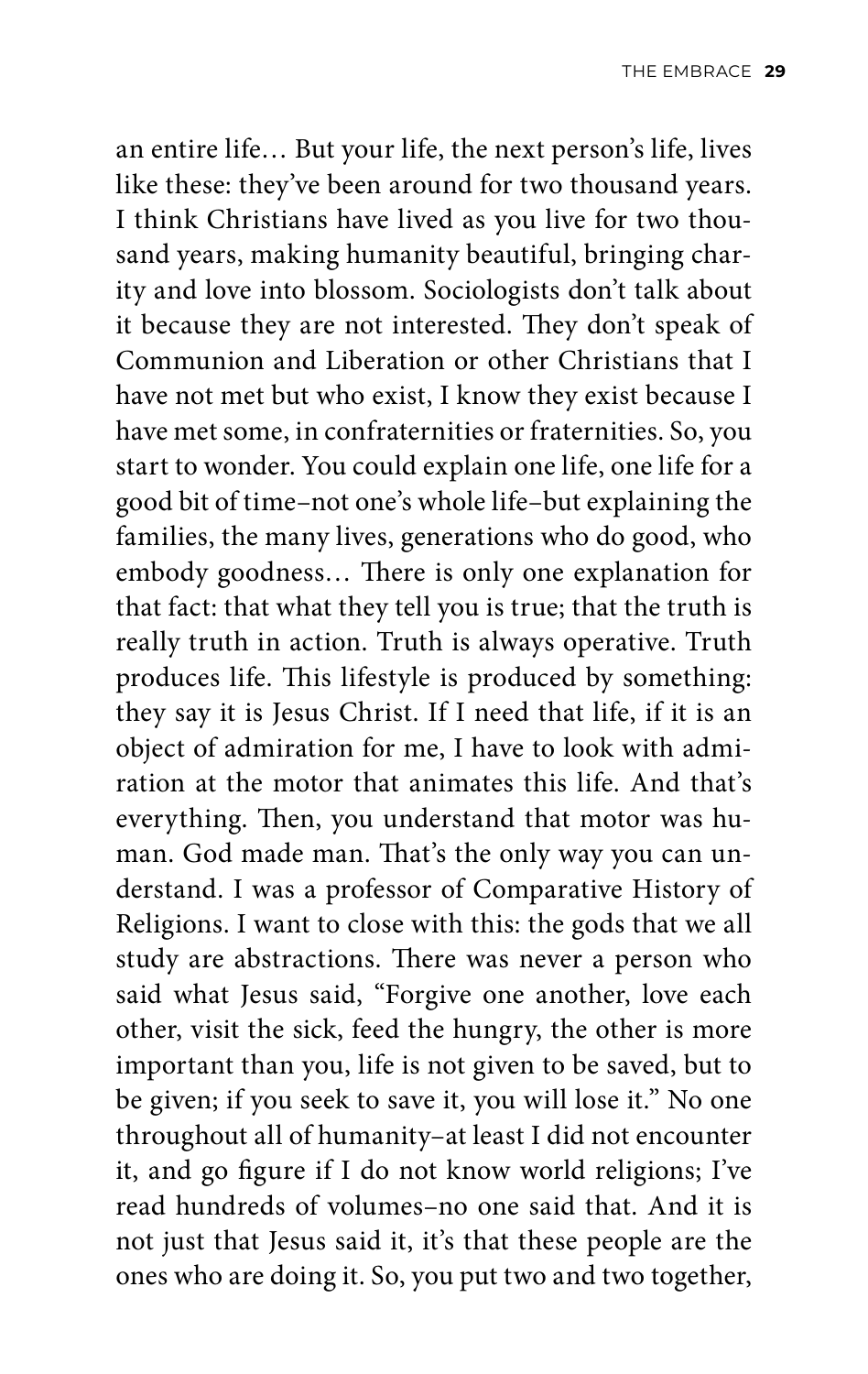an entire life… But your life, the next person's life, lives like these: they've been around for two thousand years. I think Christians have lived as you live for two thousand years, making humanity beautiful, bringing charity and love into blossom. Sociologists don't talk about it because they are not interested. They don't speak of Communion and Liberation or other Christians that I have not met but who exist, I know they exist because I have met some, in confraternities or fraternities. So, you start to wonder. You could explain one life, one life for a good bit of time–not one's whole life–but explaining the families, the many lives, generations who do good, who embody goodness… There is only one explanation for that fact: that what they tell you is true; that the truth is really truth in action. Truth is always operative. Truth produces life. This lifestyle is produced by something: they say it is Jesus Christ. If I need that life, if it is an object of admiration for me, I have to look with admiration at the motor that animates this life. And that's everything. Then, you understand that motor was human. God made man. That's the only way you can understand. I was a professor of Comparative History of Religions. I want to close with this: the gods that we all study are abstractions. There was never a person who said what Jesus said, "Forgive one another, love each other, visit the sick, feed the hungry, the other is more important than you, life is not given to be saved, but to be given; if you seek to save it, you will lose it." No one throughout all of humanity–at least I did not encounter it, and go figure if I do not know world religions; I've read hundreds of volumes–no one said that. And it is not just that Jesus said it, it's that these people are the ones who are doing it. So, you put two and two together,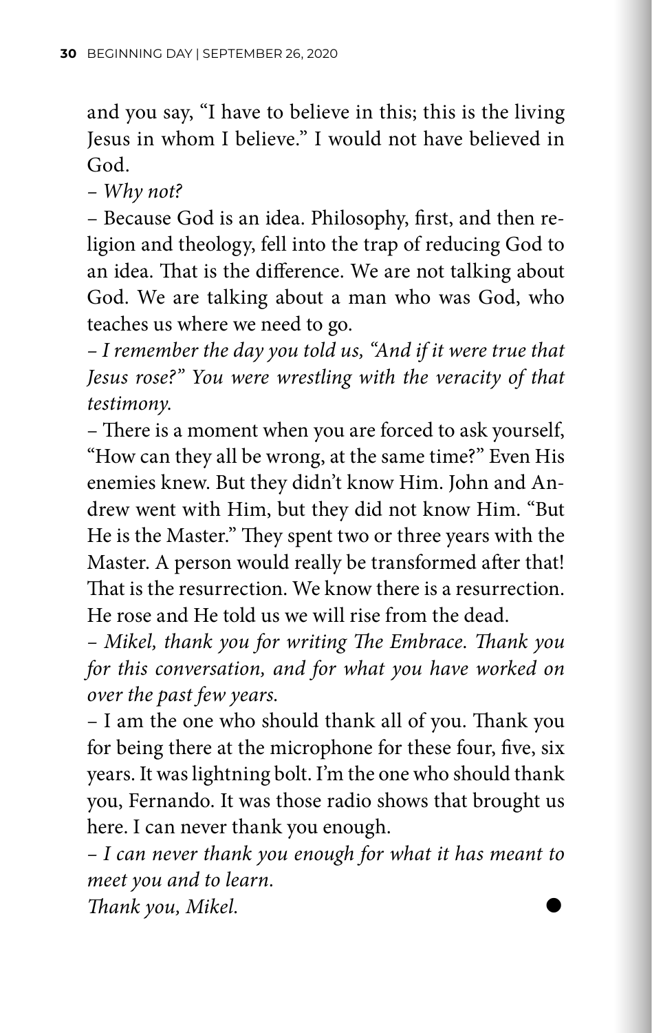and you say, "I have to believe in this; this is the living Jesus in whom I believe." I would not have believed in God.

– *Why not?*

– Because God is an idea. Philosophy, first, and then religion and theology, fell into the trap of reducing God to an idea. That is the difference. We are not talking about God. We are talking about a man who was God, who teaches us where we need to go.

– *I remember the day you told us, "And if it were true that Jesus rose?" You were wrestling with the veracity of that testimony.*

– There is a moment when you are forced to ask yourself, "How can they all be wrong, at the same time?" Even His enemies knew. But they didn't know Him. John and Andrew went with Him, but they did not know Him. "But He is the Master." They spent two or three years with the Master. A person would really be transformed after that! That is the resurrection. We know there is a resurrection. He rose and He told us we will rise from the dead.

– *Mikel, thank you for writing The Embrace. Thank you for this conversation, and for what you have worked on over the past few years.*

– I am the one who should thank all of you. Thank you for being there at the microphone for these four, five, six years. It was lightning bolt. I'm the one who should thank you, Fernando. It was those radio shows that brought us here. I can never thank you enough.

– *I can never thank you enough for what it has meant to meet you and to learn.*
*Thank you, Mikel.*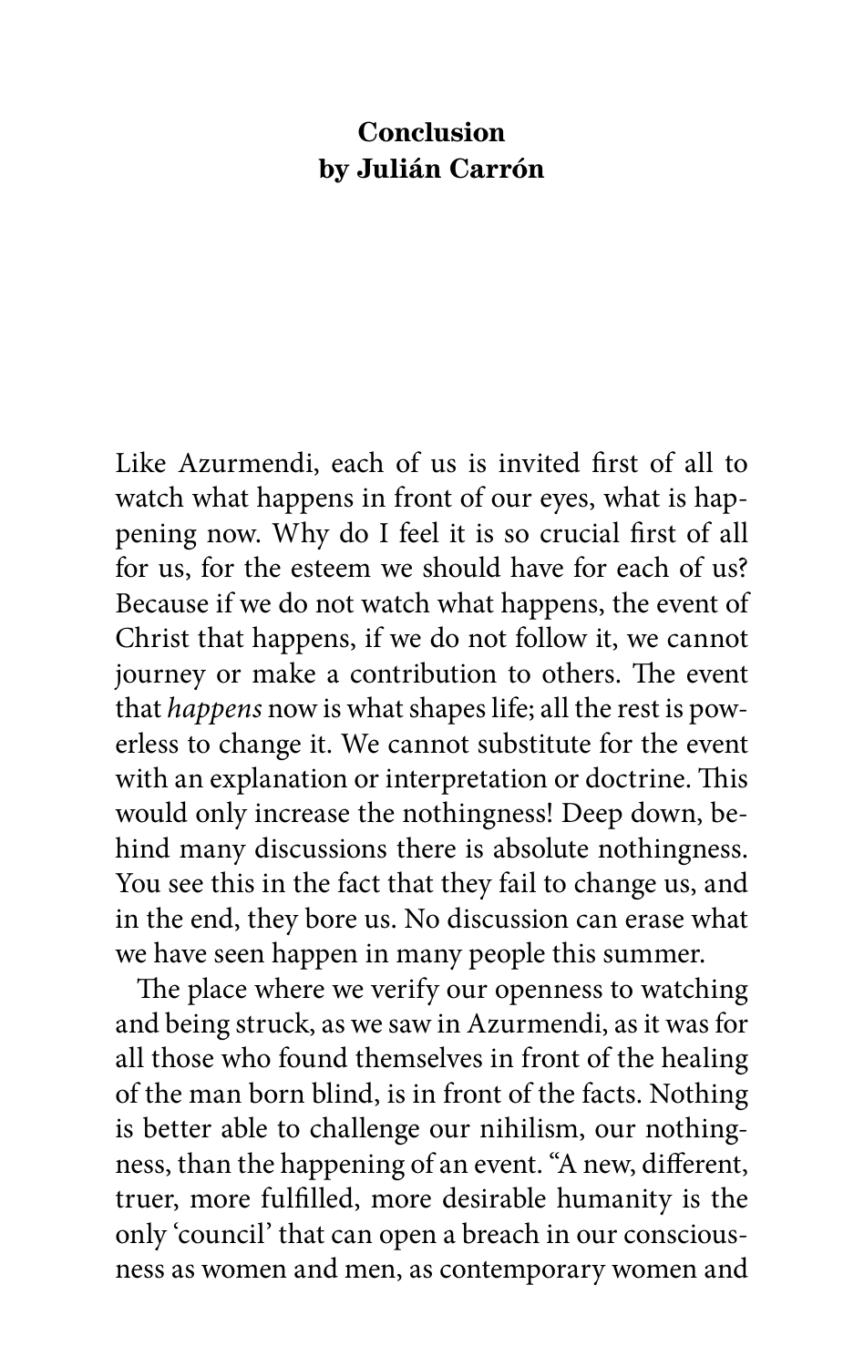# Conclusion
# by Julián Carrón

Like Azurmendi, each of us is invited first of all to watch what happens in front of our eyes, what is happening now. Why do I feel it is so crucial first of all for us, for the esteem we should have for each of us? Because if we do not watch what happens, the event of Christ that happens, if we do not follow it, we cannot journey or make a contribution to others. The event that *happens* now is what shapes life; all the rest is powerless to change it. We cannot substitute for the event with an explanation or interpretation or doctrine. This would only increase the nothingness! Deep down, behind many discussions there is absolute nothingness. You see this in the fact that they fail to change us, and in the end, they bore us. No discussion can erase what we have seen happen in many people this summer.

The place where we verify our openness to watching and being struck, as we saw in Azurmendi, as it was for all those who found themselves in front of the healing of the man born blind, is in front of the facts. Nothing is better able to challenge our nihilism, our nothingness, than the happening of an event. "A new, different, truer, more fulfilled, more desirable humanity is the only 'council' that can open a breach in our consciousness as women and men, as contemporary women and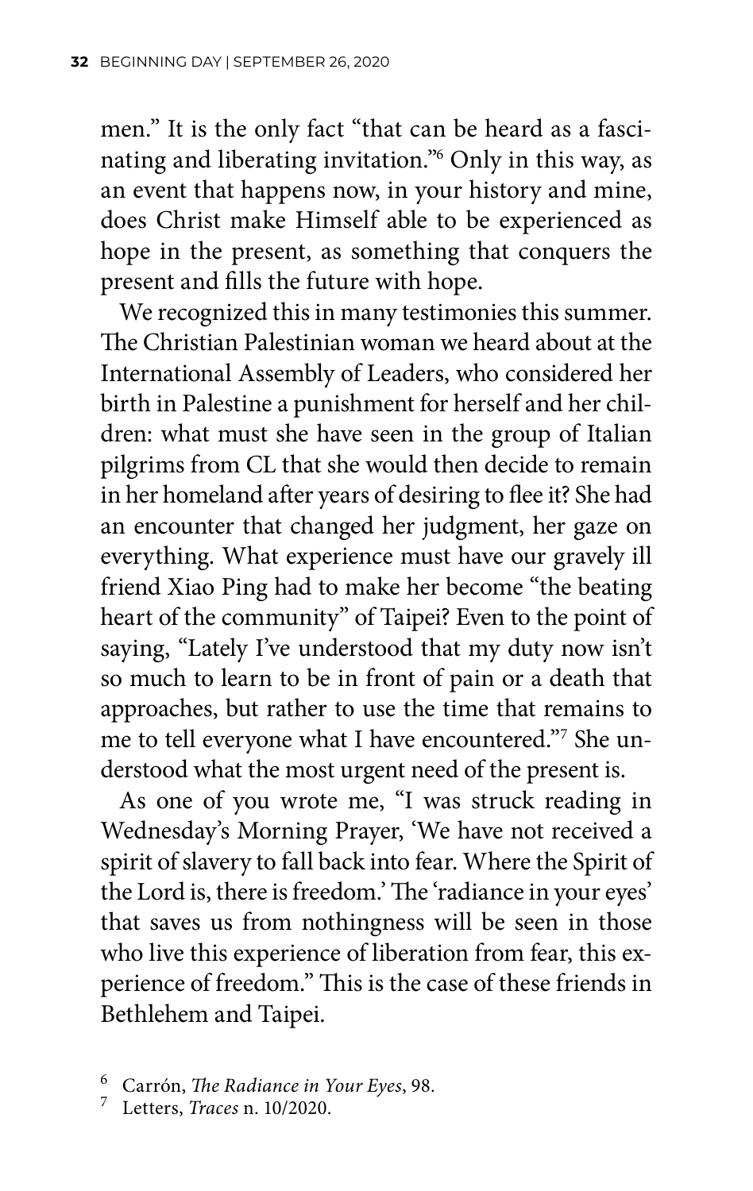men." It is the only fact "that can be heard as a fascinating and liberating invitation."[6] Only in this way, as an event that happens now, in your history and mine, does Christ make Himself able to be experienced as hope in the present, as something that conquers the present and fills the future with hope.

We recognized this in many testimonies this summer. The Christian Palestinian woman we heard about at the International Assembly of Leaders, who considered her birth in Palestine a punishment for herself and her children: what must she have seen in the group of Italian pilgrims from CL that she would then decide to remain in her homeland after years of desiring to flee it? She had an encounter that changed her judgment, her gaze on everything. What experience must have our gravely ill friend Xiao Ping had to make her become "the beating heart of the community" of Taipei? Even to the point of saying, "Lately I've understood that my duty now isn't so much to learn to be in front of pain or a death that approaches, but rather to use the time that remains to me to tell everyone what I have encountered."[7] She understood what the most urgent need of the present is.

As one of you wrote me, "I was struck reading in Wednesday's Morning Prayer, 'We have not received a spirit of slavery to fall back into fear. Where the Spirit of the Lord is, there is freedom.' The 'radiance in your eyes' that saves us from nothingness will be seen in those who live this experience of liberation from fear, this experience of freedom." This is the case of these friends in Bethlehem and Taipei.

---

[6] Carrón, *The Radiance in Your Eyes*, 98.

[7] Letters, *Traces* n. 10/2020.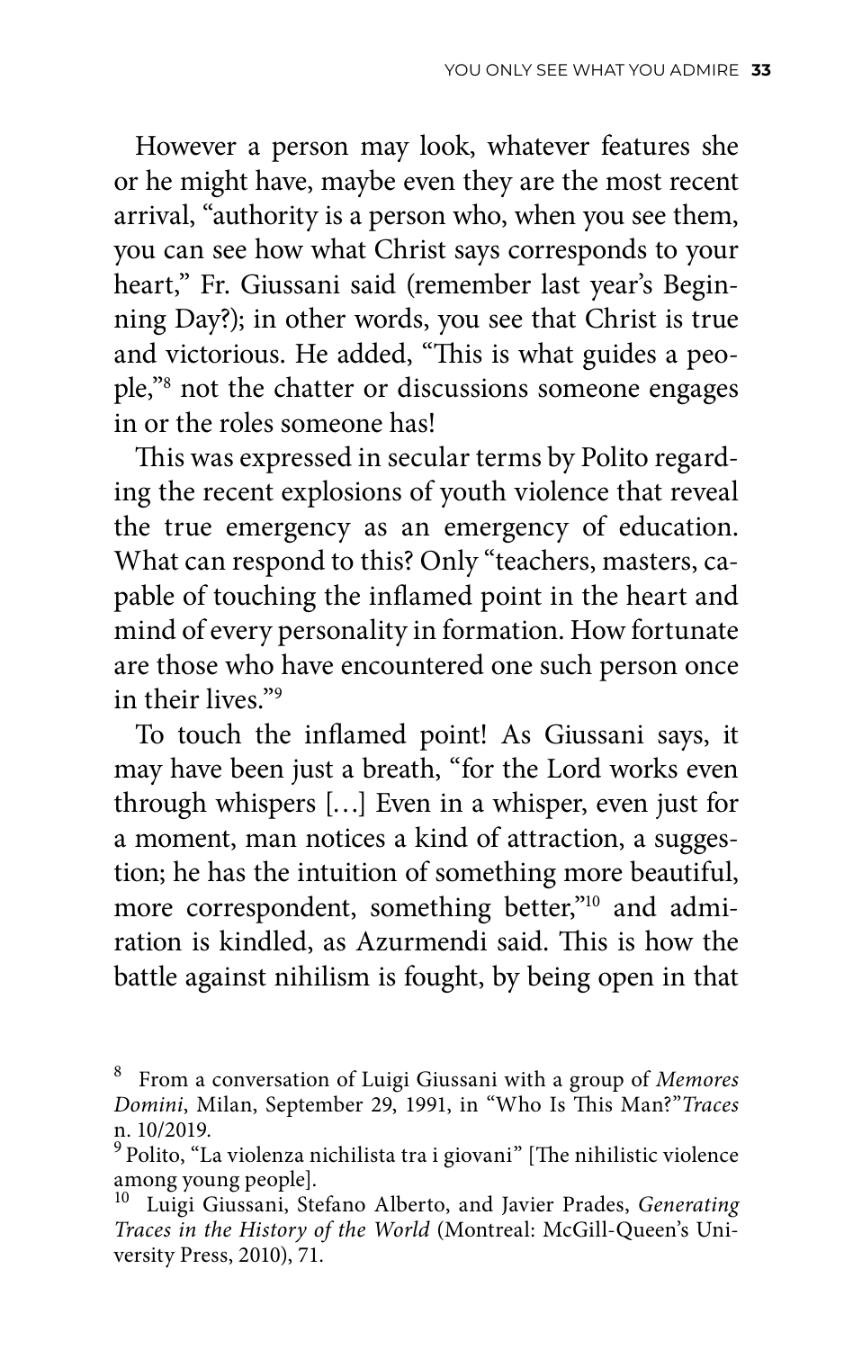However a person may look, whatever features she or he might have, maybe even they are the most recent arrival, "authority is a person who, when you see them, you can see how what Christ says corresponds to your heart," Fr. Giussani said (remember last year's Beginning Day?); in other words, you see that Christ is true and victorious. He added, "This is what guides a people,"[8] not the chatter or discussions someone engages in or the roles someone has!

This was expressed in secular terms by Polito regarding the recent explosions of youth violence that reveal the true emergency as an emergency of education. What can respond to this? Only "teachers, masters, capable of touching the inflamed point in the heart and mind of every personality in formation. How fortunate are those who have encountered one such person once in their lives."[9]

To touch the inflamed point! As Giussani says, it may have been just a breath, "for the Lord works even through whispers […] Even in a whisper, even just for a moment, man notices a kind of attraction, a suggestion; he has the intuition of something more beautiful, more correspondent, something better,"[10] and admiration is kindled, as Azurmendi said. This is how the battle against nihilism is fought, by being open in that

---

[8] From a conversation of Luigi Giussani with a group of *Memores Domini*, Milan, September 29, 1991, in "Who Is This Man?" *Traces* n. 10/2019.

[9] Polito, "La violenza nichilista tra i giovani" [The nihilistic violence among young people].

[10] Luigi Giussani, Stefano Alberto, and Javier Prades, *Generating Traces in the History of the World* (Montreal: McGill-Queen's University Press, 2010), 71.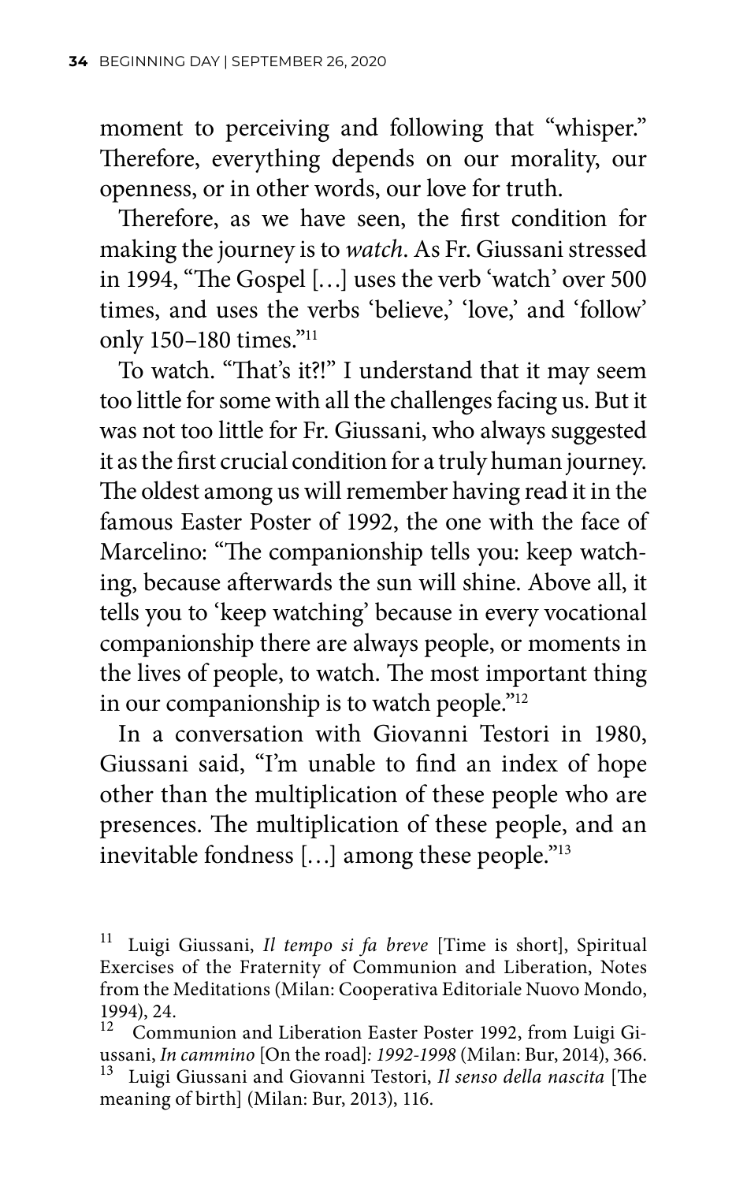moment to perceiving and following that "whisper." Therefore, everything depends on our morality, our openness, or in other words, our love for truth.

Therefore, as we have seen, the first condition for making the journey is to *watch*. As Fr. Giussani stressed in 1994, "The Gospel […] uses the verb 'watch' over 500 times, and uses the verbs 'believe,' 'love,' and 'follow' only 150–180 times."[11]

To watch. "That's it?!" I understand that it may seem too little for some with all the challenges facing us. But it was not too little for Fr. Giussani, who always suggested it as the first crucial condition for a truly human journey. The oldest among us will remember having read it in the famous Easter Poster of 1992, the one with the face of Marcelino: "The companionship tells you: keep watching, because afterwards the sun will shine. Above all, it tells you to 'keep watching' because in every vocational companionship there are always people, or moments in the lives of people, to watch. The most important thing in our companionship is to watch people."[12]

In a conversation with Giovanni Testori in 1980, Giussani said, "I'm unable to find an index of hope other than the multiplication of these people who are presences. The multiplication of these people, and an inevitable fondness […] among these people."[13]

---

[11] Luigi Giussani, *Il tempo si fa breve* [Time is short], Spiritual Exercises of the Fraternity of Communion and Liberation, Notes from the Meditations (Milan: Cooperativa Editoriale Nuovo Mondo, 1994), 24.

[12] Communion and Liberation Easter Poster 1992, from Luigi Giussani, *In cammino* [On the road]*: 1992-1998* (Milan: Bur, 2014), 366.

[13] Luigi Giussani and Giovanni Testori, *Il senso della nascita* [The meaning of birth] (Milan: Bur, 2013), 116.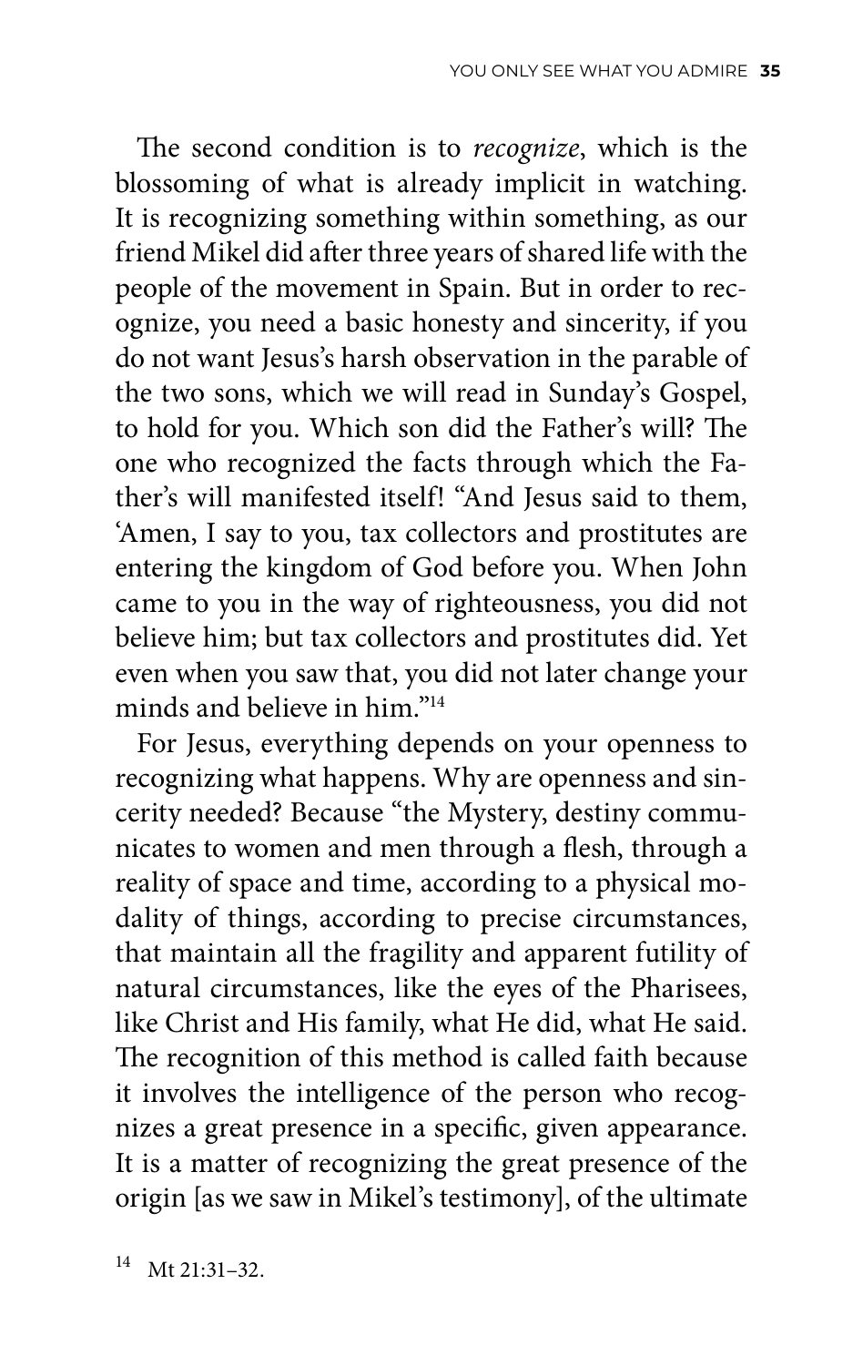The second condition is to *recognize*, which is the blossoming of what is already implicit in watching. It is recognizing something within something, as our friend Mikel did after three years of shared life with the people of the movement in Spain. But in order to recognize, you need a basic honesty and sincerity, if you do not want Jesus's harsh observation in the parable of the two sons, which we will read in Sunday's Gospel, to hold for you. Which son did the Father's will? The one who recognized the facts through which the Father's will manifested itself! "And Jesus said to them, 'Amen, I say to you, tax collectors and prostitutes are entering the kingdom of God before you. When John came to you in the way of righteousness, you did not believe him; but tax collectors and prostitutes did. Yet even when you saw that, you did not later change your minds and believe in him."[14]

For Jesus, everything depends on your openness to recognizing what happens. Why are openness and sincerity needed? Because "the Mystery, destiny communicates to women and men through a flesh, through a reality of space and time, according to a physical modality of things, according to precise circumstances, that maintain all the fragility and apparent futility of natural circumstances, like the eyes of the Pharisees, like Christ and His family, what He did, what He said. The recognition of this method is called faith because it involves the intelligence of the person who recognizes a great presence in a specific, given appearance. It is a matter of recognizing the great presence of the origin [as we saw in Mikel's testimony], of the ultimate

[14] Mt 21:31–32.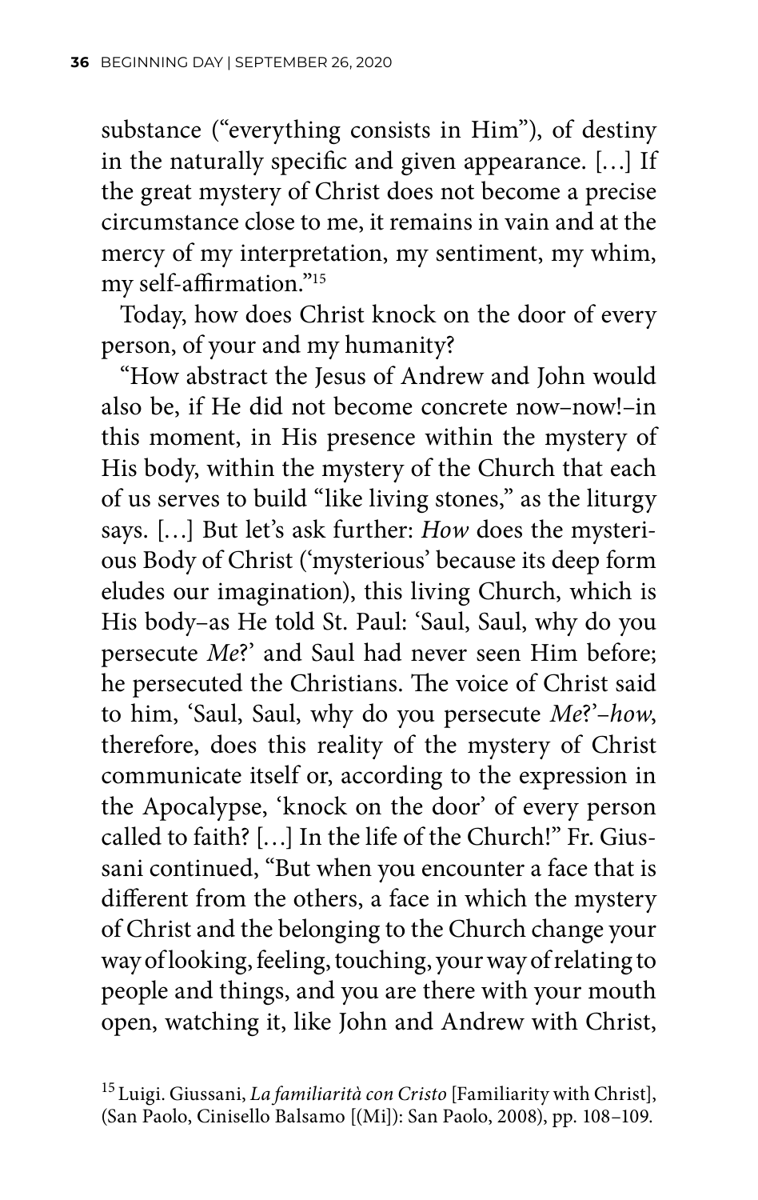substance ("everything consists in Him"), of destiny in the naturally specific and given appearance. […] If the great mystery of Christ does not become a precise circumstance close to me, it remains in vain and at the mercy of my interpretation, my sentiment, my whim, my self-affirmation."[15]

Today, how does Christ knock on the door of every person, of your and my humanity?

"How abstract the Jesus of Andrew and John would also be, if He did not become concrete now–now!–in this moment, in His presence within the mystery of His body, within the mystery of the Church that each of us serves to build "like living stones," as the liturgy says. […] But let's ask further: *How* does the mysterious Body of Christ ('mysterious' because its deep form eludes our imagination), this living Church, which is His body–as He told St. Paul: 'Saul, Saul, why do you persecute *Me*?' and Saul had never seen Him before; he persecuted the Christians. The voice of Christ said to him, 'Saul, Saul, why do you persecute *Me*?'–*how*, therefore, does this reality of the mystery of Christ communicate itself or, according to the expression in the Apocalypse, 'knock on the door' of every person called to faith? […] In the life of the Church!" Fr. Giussani continued, "But when you encounter a face that is different from the others, a face in which the mystery of Christ and the belonging to the Church change your way of looking, feeling, touching, your way of relating to people and things, and you are there with your mouth open, watching it, like John and Andrew with Christ,

[15] Luigi. Giussani, *La familiarità con Cristo* [Familiarity with Christ], (San Paolo, Cinisello Balsamo [(Mi]): San Paolo, 2008), pp. 108–109.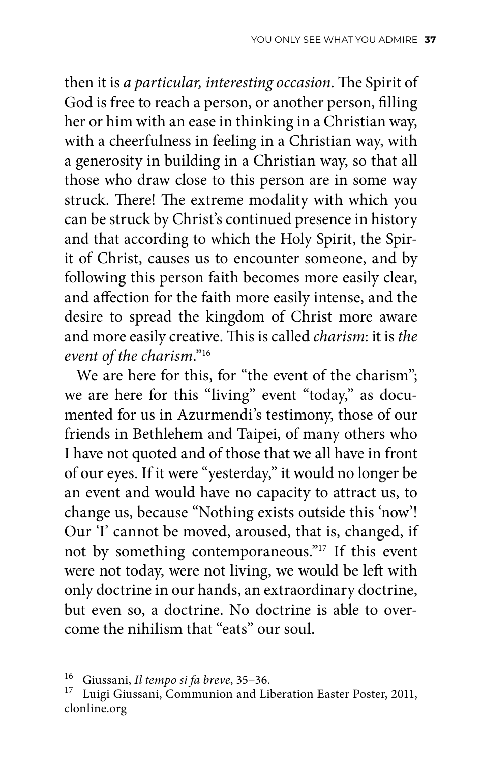then it is *a particular, interesting occasion*. The Spirit of God is free to reach a person, or another person, filling her or him with an ease in thinking in a Christian way, with a cheerfulness in feeling in a Christian way, with a generosity in building in a Christian way, so that all those who draw close to this person are in some way struck. There! The extreme modality with which you can be struck by Christ's continued presence in history and that according to which the Holy Spirit, the Spirit of Christ, causes us to encounter someone, and by following this person faith becomes more easily clear, and affection for the faith more easily intense, and the desire to spread the kingdom of Christ more aware and more easily creative. This is called *charism*: it is *the event of the charism*."[16]

We are here for this, for "the event of the charism"; we are here for this "living" event "today," as documented for us in Azurmendi's testimony, those of our friends in Bethlehem and Taipei, of many others who I have not quoted and of those that we all have in front of our eyes. If it were "yesterday," it would no longer be an event and would have no capacity to attract us, to change us, because "Nothing exists outside this 'now'! Our 'I' cannot be moved, aroused, that is, changed, if not by something contemporaneous."[17] If this event were not today, were not living, we would be left with only doctrine in our hands, an extraordinary doctrine, but even so, a doctrine. No doctrine is able to overcome the nihilism that "eats" our soul.

---

[16] Giussani, *Il tempo si fa breve*, 35–36.

[17] Luigi Giussani, Communion and Liberation Easter Poster, 2011, clonline.org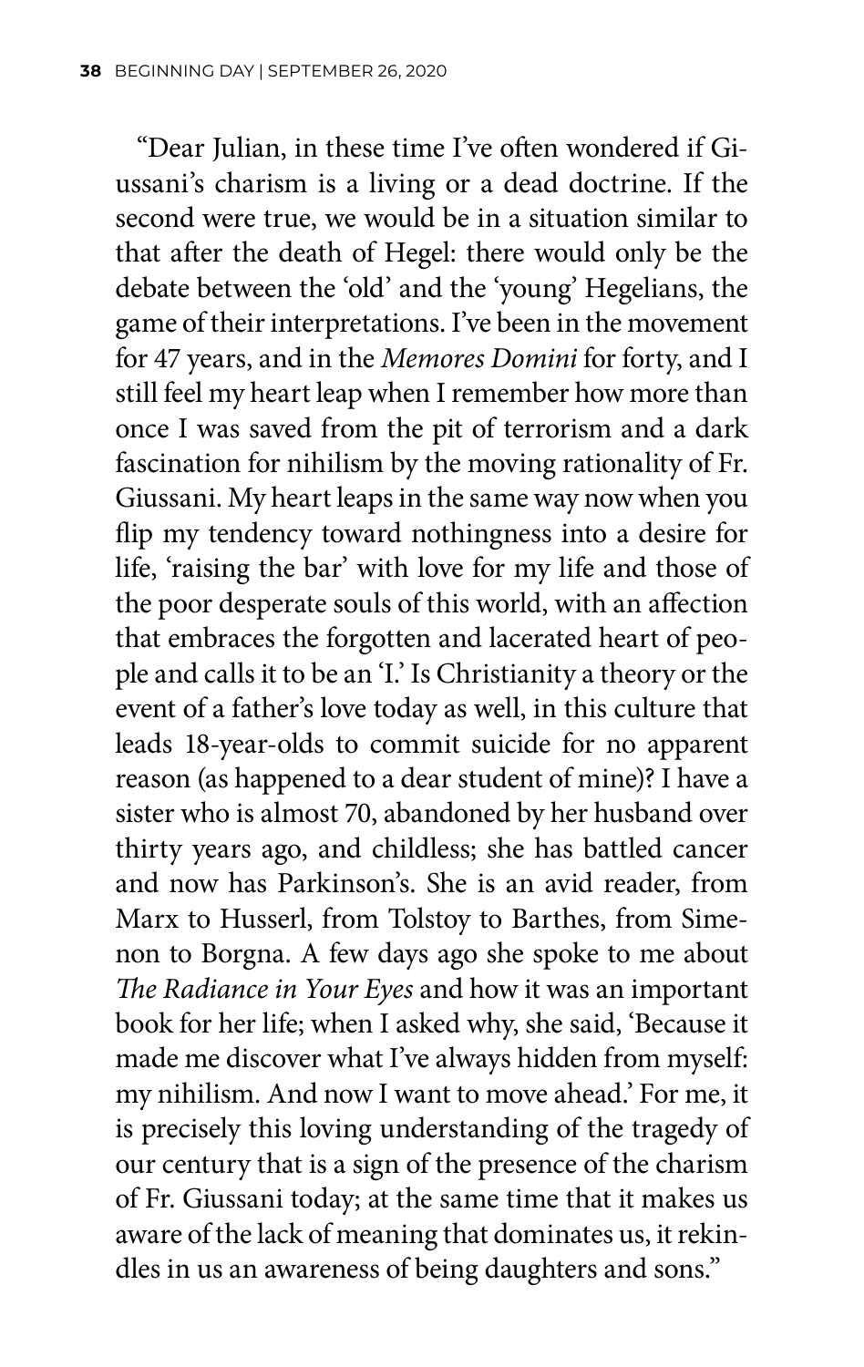"Dear Julian, in these time I've often wondered if Giussani's charism is a living or a dead doctrine. If the second were true, we would be in a situation similar to that after the death of Hegel: there would only be the debate between the 'old' and the 'young' Hegelians, the game of their interpretations. I've been in the movement for 47 years, and in the *Memores Domini* for forty, and I still feel my heart leap when I remember how more than once I was saved from the pit of terrorism and a dark fascination for nihilism by the moving rationality of Fr. Giussani. My heart leaps in the same way now when you flip my tendency toward nothingness into a desire for life, 'raising the bar' with love for my life and those of the poor desperate souls of this world, with an affection that embraces the forgotten and lacerated heart of people and calls it to be an 'I.' Is Christianity a theory or the event of a father's love today as well, in this culture that leads 18-year-olds to commit suicide for no apparent reason (as happened to a dear student of mine)? I have a sister who is almost 70, abandoned by her husband over thirty years ago, and childless; she has battled cancer and now has Parkinson's. She is an avid reader, from Marx to Husserl, from Tolstoy to Barthes, from Simenon to Borgna. A few days ago she spoke to me about *The Radiance in Your Eyes* and how it was an important book for her life; when I asked why, she said, 'Because it made me discover what I've always hidden from myself: my nihilism. And now I want to move ahead.' For me, it is precisely this loving understanding of the tragedy of our century that is a sign of the presence of the charism of Fr. Giussani today; at the same time that it makes us aware of the lack of meaning that dominates us, it rekindles in us an awareness of being daughters and sons."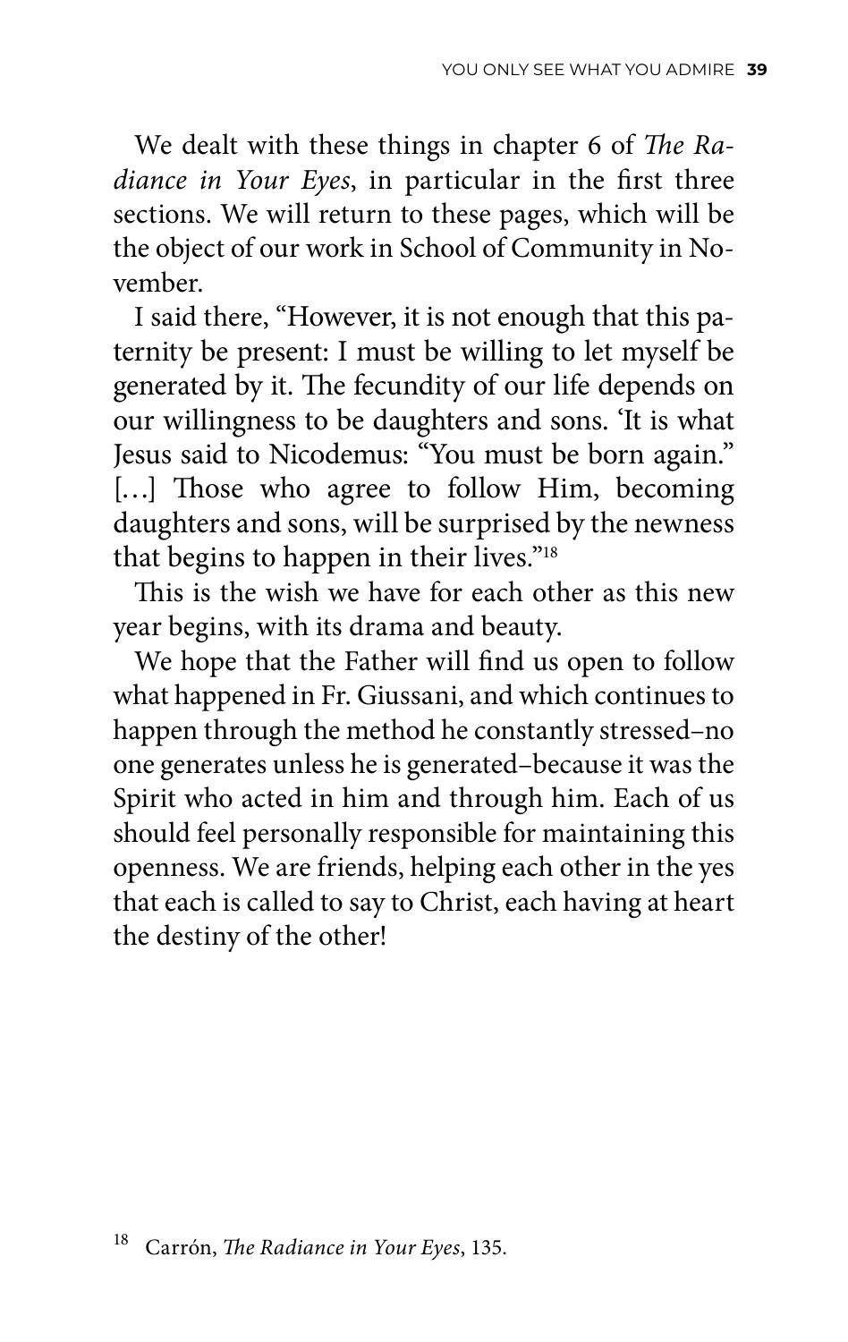We dealt with these things in chapter 6 of *The Radiance in Your Eyes*, in particular in the first three sections. We will return to these pages, which will be the object of our work in School of Community in November.

I said there, "However, it is not enough that this paternity be present: I must be willing to let myself be generated by it. The fecundity of our life depends on our willingness to be daughters and sons. 'It is what Jesus said to Nicodemus: "You must be born again." […] Those who agree to follow Him, becoming daughters and sons, will be surprised by the newness that begins to happen in their lives."[18]

This is the wish we have for each other as this new year begins, with its drama and beauty.

We hope that the Father will find us open to follow what happened in Fr. Giussani, and which continues to happen through the method he constantly stressed–no one generates unless he is generated–because it was the Spirit who acted in him and through him. Each of us should feel personally responsible for maintaining this openness. We are friends, helping each other in the yes that each is called to say to Christ, each having at heart the destiny of the other!

[18] Carrón, *The Radiance in Your Eyes*, 135.